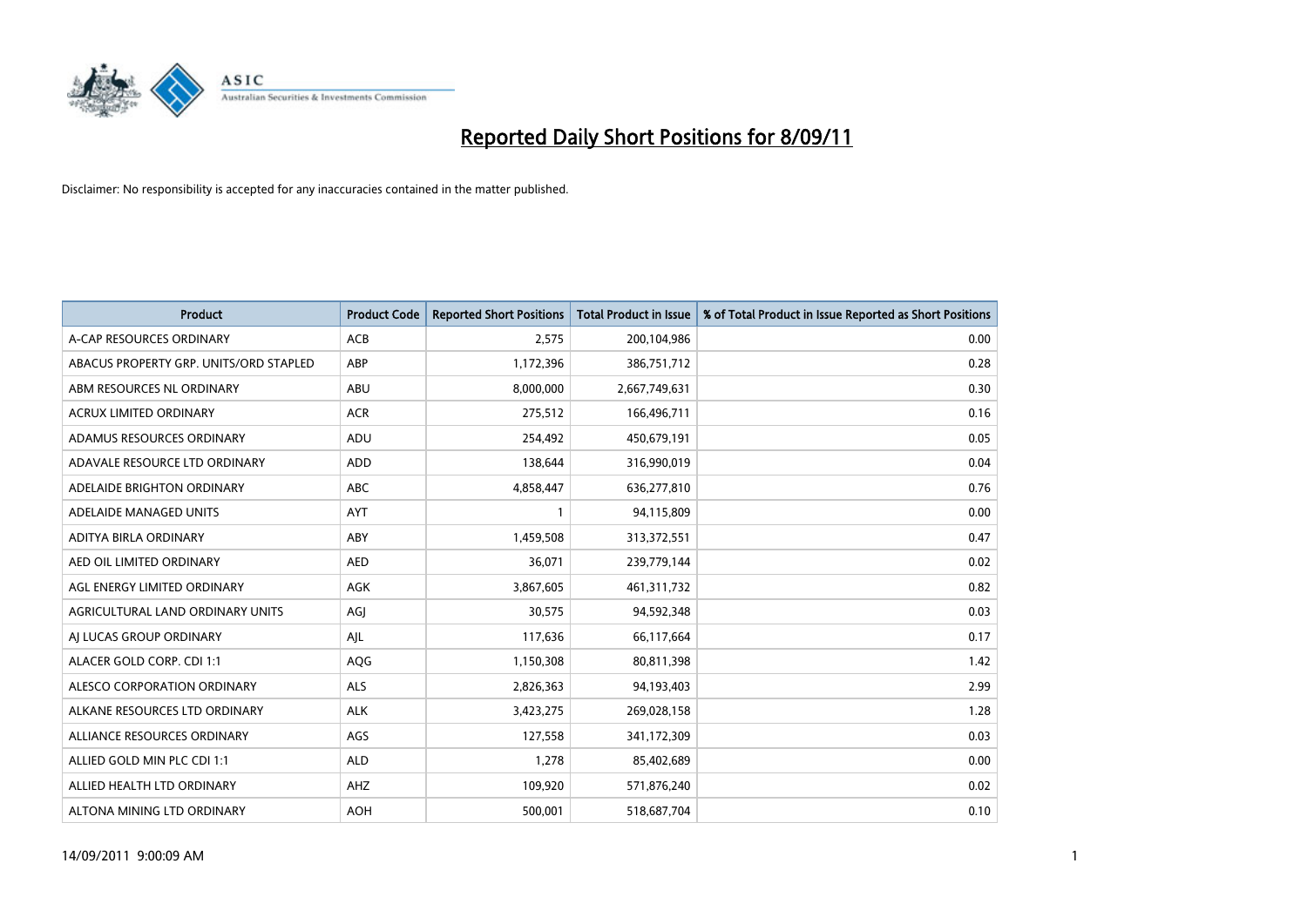# Reported Daily Short Positions for 8/09/11

Disclaimer: No responsibility is accepted for any inaccuracies contained in the matter published.

| Product | Product Code | Reported Short Positions | Total Product in Issue | % of Total Product in Issue Reported as Short Positions |
|---|---|---|---|---|
| A-CAP RESOURCES ORDINARY | ACB | 2,575 | 200,104,986 | 0.00 |
| ABACUS PROPERTY GRP. UNITS/ORD STAPLED | ABP | 1,172,396 | 386,751,712 | 0.28 |
| ABM RESOURCES NL ORDINARY | ABU | 8,000,000 | 2,667,749,631 | 0.30 |
| ACRUX LIMITED ORDINARY | ACR | 275,512 | 166,496,711 | 0.16 |
| ADAMUS RESOURCES ORDINARY | ADU | 254,492 | 450,679,191 | 0.05 |
| ADAVALE RESOURCE LTD ORDINARY | ADD | 138,644 | 316,990,019 | 0.04 |
| ADELAIDE BRIGHTON ORDINARY | ABC | 4,858,447 | 636,277,810 | 0.76 |
| ADELAIDE MANAGED UNITS | AYT | 1 | 94,115,809 | 0.00 |
| ADITYA BIRLA ORDINARY | ABY | 1,459,508 | 313,372,551 | 0.47 |
| AED OIL LIMITED ORDINARY | AED | 36,071 | 239,779,144 | 0.02 |
| AGL ENERGY LIMITED ORDINARY | AGK | 3,867,605 | 461,311,732 | 0.82 |
| AGRICULTURAL LAND ORDINARY UNITS | AGJ | 30,575 | 94,592,348 | 0.03 |
| AJ LUCAS GROUP ORDINARY | AJL | 117,636 | 66,117,664 | 0.17 |
| ALACER GOLD CORP. CDI 1:1 | AQG | 1,150,308 | 80,811,398 | 1.42 |
| ALESCO CORPORATION ORDINARY | ALS | 2,826,363 | 94,193,403 | 2.99 |
| ALKANE RESOURCES LTD ORDINARY | ALK | 3,423,275 | 269,028,158 | 1.28 |
| ALLIANCE RESOURCES ORDINARY | AGS | 127,558 | 341,172,309 | 0.03 |
| ALLIED GOLD MIN PLC CDI 1:1 | ALD | 1,278 | 85,402,689 | 0.00 |
| ALLIED HEALTH LTD ORDINARY | AHZ | 109,920 | 571,876,240 | 0.02 |
| ALTONA MINING LTD ORDINARY | AOH | 500,001 | 518,687,704 | 0.10 |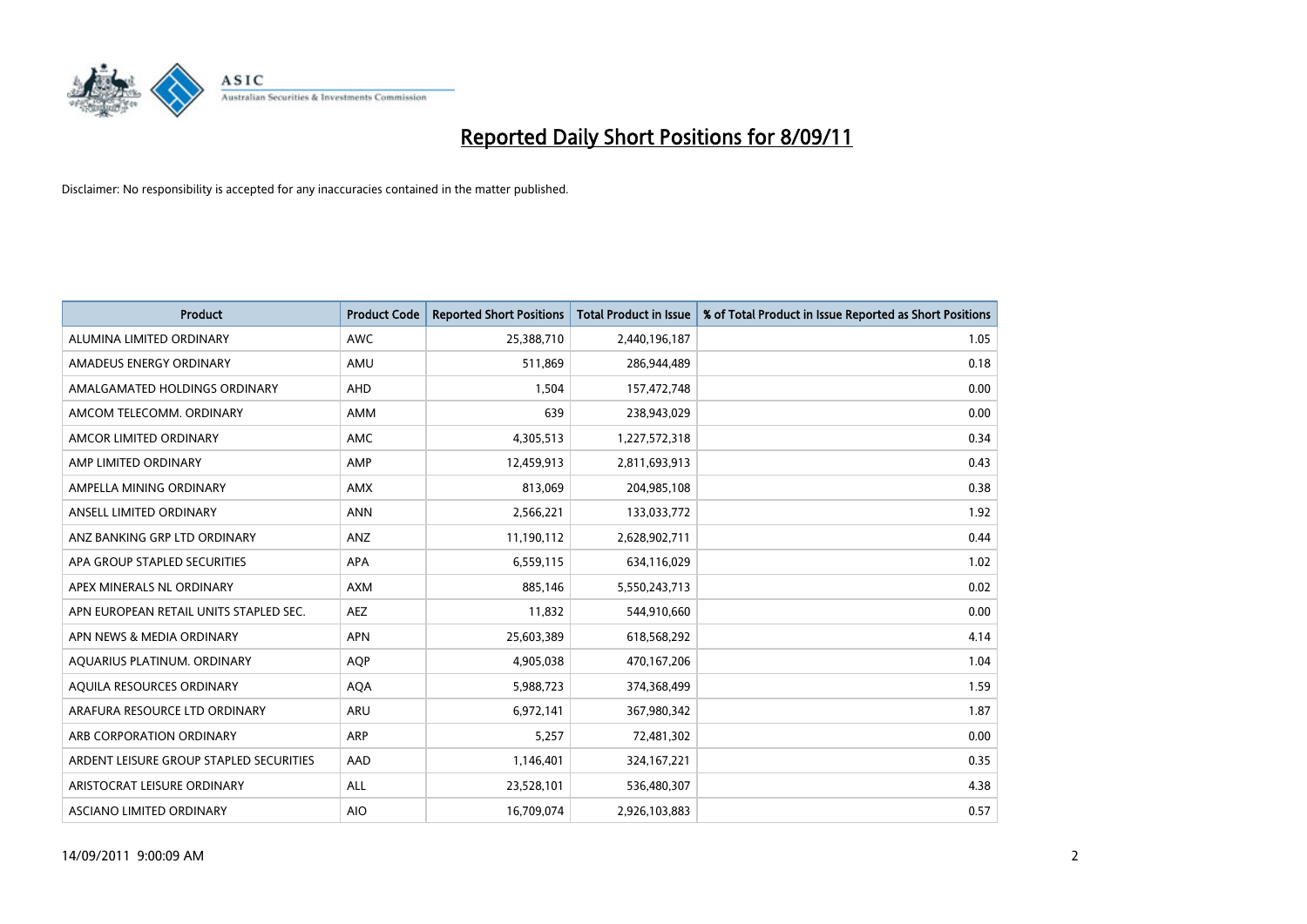# Reported Daily Short Positions for 8/09/11

Disclaimer: No responsibility is accepted for any inaccuracies contained in the matter published.

| Product | Product Code | Reported Short Positions | Total Product in Issue | % of Total Product in Issue Reported as Short Positions |
|---|---|---|---|---|
| ALUMINA LIMITED ORDINARY | AWC | 25,388,710 | 2,440,196,187 | 1.05 |
| AMADEUS ENERGY ORDINARY | AMU | 511,869 | 286,944,489 | 0.18 |
| AMALGAMATED HOLDINGS ORDINARY | AHD | 1,504 | 157,472,748 | 0.00 |
| AMCOM TELECOMM. ORDINARY | AMM | 639 | 238,943,029 | 0.00 |
| AMCOR LIMITED ORDINARY | AMC | 4,305,513 | 1,227,572,318 | 0.34 |
| AMP LIMITED ORDINARY | AMP | 12,459,913 | 2,811,693,913 | 0.43 |
| AMPELLA MINING ORDINARY | AMX | 813,069 | 204,985,108 | 0.38 |
| ANSELL LIMITED ORDINARY | ANN | 2,566,221 | 133,033,772 | 1.92 |
| ANZ BANKING GRP LTD ORDINARY | ANZ | 11,190,112 | 2,628,902,711 | 0.44 |
| APA GROUP STAPLED SECURITIES | APA | 6,559,115 | 634,116,029 | 1.02 |
| APEX MINERALS NL ORDINARY | AXM | 885,146 | 5,550,243,713 | 0.02 |
| APN EUROPEAN RETAIL UNITS STAPLED SEC. | AEZ | 11,832 | 544,910,660 | 0.00 |
| APN NEWS & MEDIA ORDINARY | APN | 25,603,389 | 618,568,292 | 4.14 |
| AQUARIUS PLATINUM. ORDINARY | AQP | 4,905,038 | 470,167,206 | 1.04 |
| AQUILA RESOURCES ORDINARY | AQA | 5,988,723 | 374,368,499 | 1.59 |
| ARAFURA RESOURCE LTD ORDINARY | ARU | 6,972,141 | 367,980,342 | 1.87 |
| ARB CORPORATION ORDINARY | ARP | 5,257 | 72,481,302 | 0.00 |
| ARDENT LEISURE GROUP STAPLED SECURITIES | AAD | 1,146,401 | 324,167,221 | 0.35 |
| ARISTOCRAT LEISURE ORDINARY | ALL | 23,528,101 | 536,480,307 | 4.38 |
| ASCIANO LIMITED ORDINARY | AIO | 16,709,074 | 2,926,103,883 | 0.57 |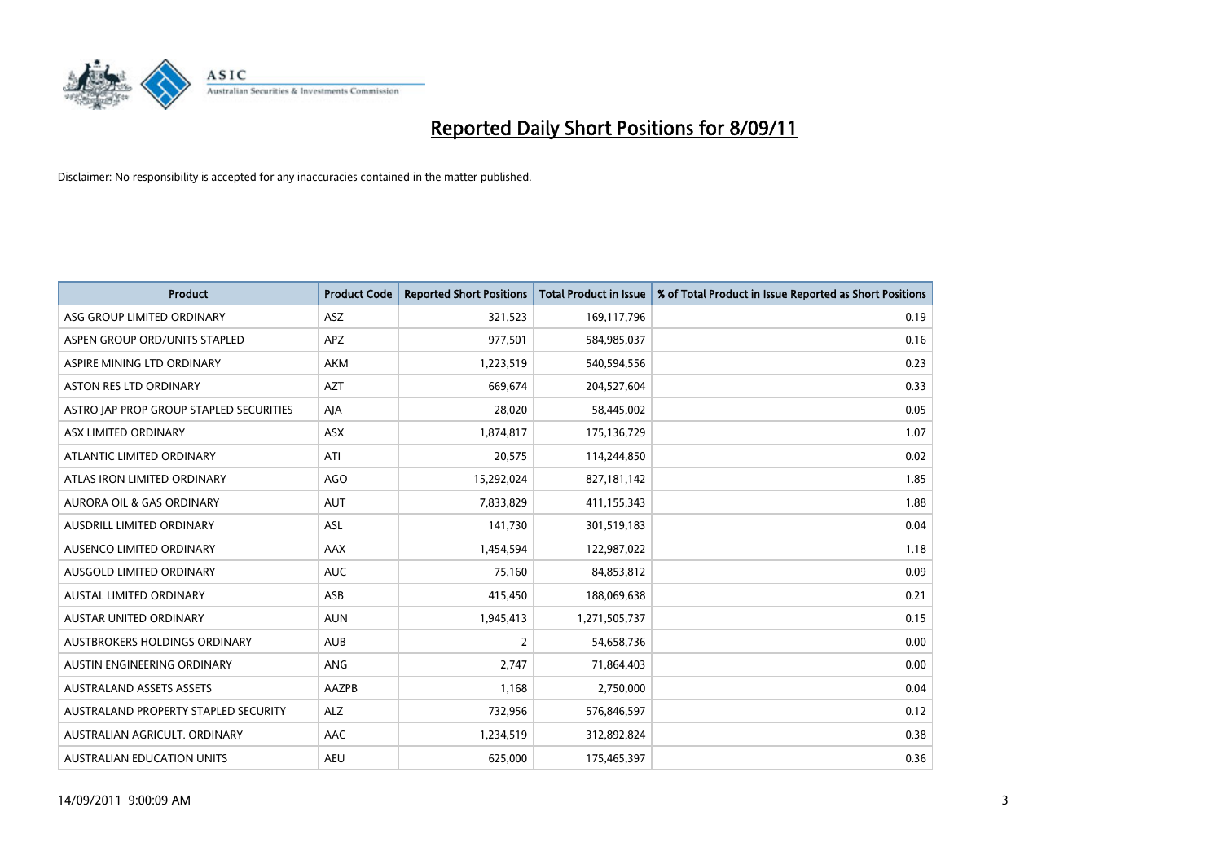# Reported Daily Short Positions for 8/09/11

Disclaimer: No responsibility is accepted for any inaccuracies contained in the matter published.

| Product | Product Code | Reported Short Positions | Total Product in Issue | % of Total Product in Issue Reported as Short Positions |
|---|---|---|---|---|
| ASG GROUP LIMITED ORDINARY | ASZ | 321,523 | 169,117,796 | 0.19 |
| ASPEN GROUP ORD/UNITS STAPLED | APZ | 977,501 | 584,985,037 | 0.16 |
| ASPIRE MINING LTD ORDINARY | AKM | 1,223,519 | 540,594,556 | 0.23 |
| ASTON RES LTD ORDINARY | AZT | 669,674 | 204,527,604 | 0.33 |
| ASTRO JAP PROP GROUP STAPLED SECURITIES | AJA | 28,020 | 58,445,002 | 0.05 |
| ASX LIMITED ORDINARY | ASX | 1,874,817 | 175,136,729 | 1.07 |
| ATLANTIC LIMITED ORDINARY | ATI | 20,575 | 114,244,850 | 0.02 |
| ATLAS IRON LIMITED ORDINARY | AGO | 15,292,024 | 827,181,142 | 1.85 |
| AURORA OIL & GAS ORDINARY | AUT | 7,833,829 | 411,155,343 | 1.88 |
| AUSDRILL LIMITED ORDINARY | ASL | 141,730 | 301,519,183 | 0.04 |
| AUSENCO LIMITED ORDINARY | AAX | 1,454,594 | 122,987,022 | 1.18 |
| AUSGOLD LIMITED ORDINARY | AUC | 75,160 | 84,853,812 | 0.09 |
| AUSTAL LIMITED ORDINARY | ASB | 415,450 | 188,069,638 | 0.21 |
| AUSTAR UNITED ORDINARY | AUN | 1,945,413 | 1,271,505,737 | 0.15 |
| AUSTBROKERS HOLDINGS ORDINARY | AUB | 2 | 54,658,736 | 0.00 |
| AUSTIN ENGINEERING ORDINARY | ANG | 2,747 | 71,864,403 | 0.00 |
| AUSTRALAND ASSETS ASSETS | AAZPB | 1,168 | 2,750,000 | 0.04 |
| AUSTRALAND PROPERTY STAPLED SECURITY | ALZ | 732,956 | 576,846,597 | 0.12 |
| AUSTRALIAN AGRICULT. ORDINARY | AAC | 1,234,519 | 312,892,824 | 0.38 |
| AUSTRALIAN EDUCATION UNITS | AEU | 625,000 | 175,465,397 | 0.36 |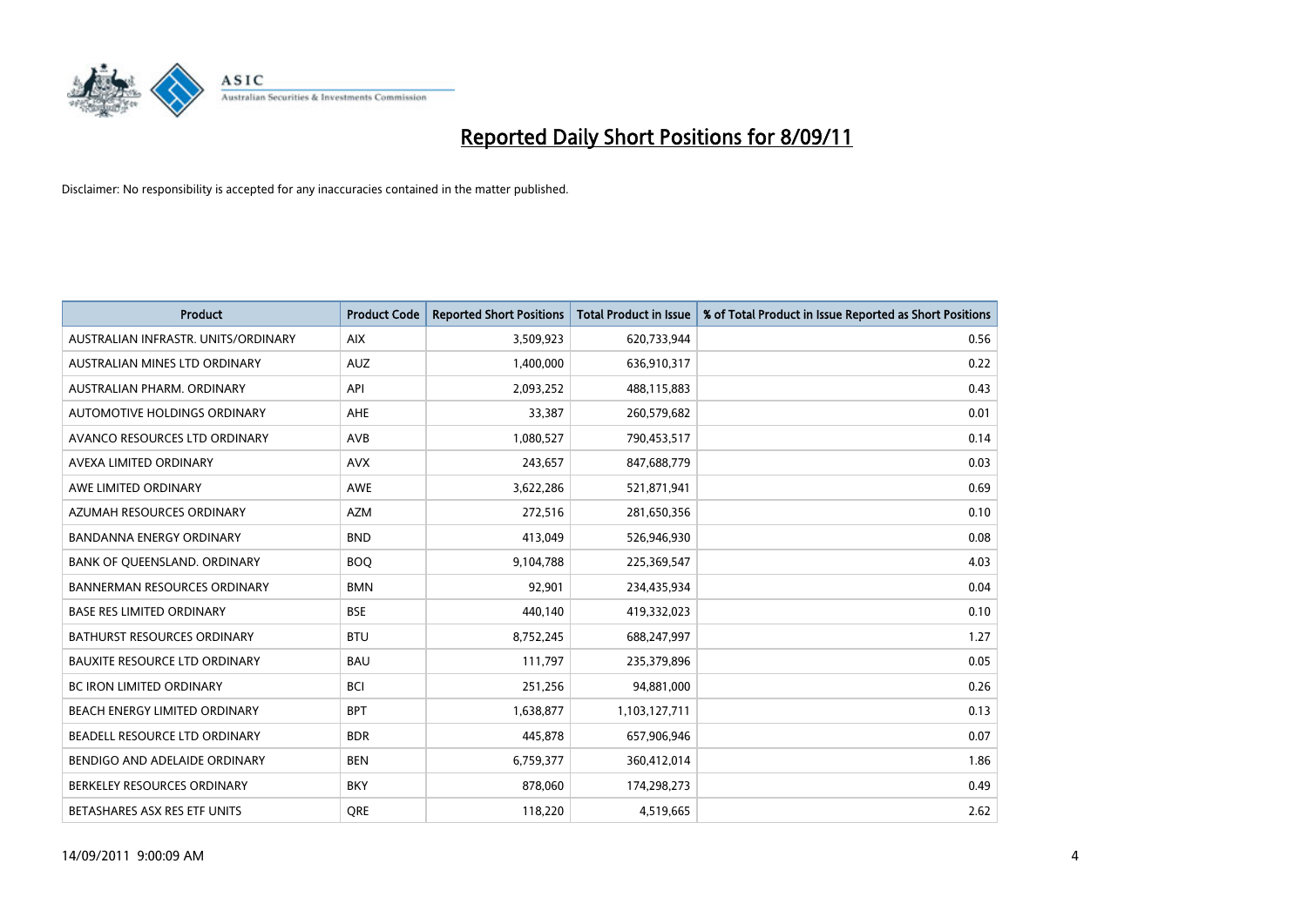# Reported Daily Short Positions for 8/09/11

Disclaimer: No responsibility is accepted for any inaccuracies contained in the matter published.

| Product | Product Code | Reported Short Positions | Total Product in Issue | % of Total Product in Issue Reported as Short Positions |
|---|---|---|---|---|
| AUSTRALIAN INFRASTR. UNITS/ORDINARY | AIX | 3,509,923 | 620,733,944 | 0.56 |
| AUSTRALIAN MINES LTD ORDINARY | AUZ | 1,400,000 | 636,910,317 | 0.22 |
| AUSTRALIAN PHARM. ORDINARY | API | 2,093,252 | 488,115,883 | 0.43 |
| AUTOMOTIVE HOLDINGS ORDINARY | AHE | 33,387 | 260,579,682 | 0.01 |
| AVANCO RESOURCES LTD ORDINARY | AVB | 1,080,527 | 790,453,517 | 0.14 |
| AVEXA LIMITED ORDINARY | AVX | 243,657 | 847,688,779 | 0.03 |
| AWE LIMITED ORDINARY | AWE | 3,622,286 | 521,871,941 | 0.69 |
| AZUMAH RESOURCES ORDINARY | AZM | 272,516 | 281,650,356 | 0.10 |
| BANDANNA ENERGY ORDINARY | BND | 413,049 | 526,946,930 | 0.08 |
| BANK OF QUEENSLAND. ORDINARY | BOQ | 9,104,788 | 225,369,547 | 4.03 |
| BANNERMAN RESOURCES ORDINARY | BMN | 92,901 | 234,435,934 | 0.04 |
| BASE RES LIMITED ORDINARY | BSE | 440,140 | 419,332,023 | 0.10 |
| BATHURST RESOURCES ORDINARY | BTU | 8,752,245 | 688,247,997 | 1.27 |
| BAUXITE RESOURCE LTD ORDINARY | BAU | 111,797 | 235,379,896 | 0.05 |
| BC IRON LIMITED ORDINARY | BCI | 251,256 | 94,881,000 | 0.26 |
| BEACH ENERGY LIMITED ORDINARY | BPT | 1,638,877 | 1,103,127,711 | 0.13 |
| BEADELL RESOURCE LTD ORDINARY | BDR | 445,878 | 657,906,946 | 0.07 |
| BENDIGO AND ADELAIDE ORDINARY | BEN | 6,759,377 | 360,412,014 | 1.86 |
| BERKELEY RESOURCES ORDINARY | BKY | 878,060 | 174,298,273 | 0.49 |
| BETASHARES ASX RES ETF UNITS | QRE | 118,220 | 4,519,665 | 2.62 |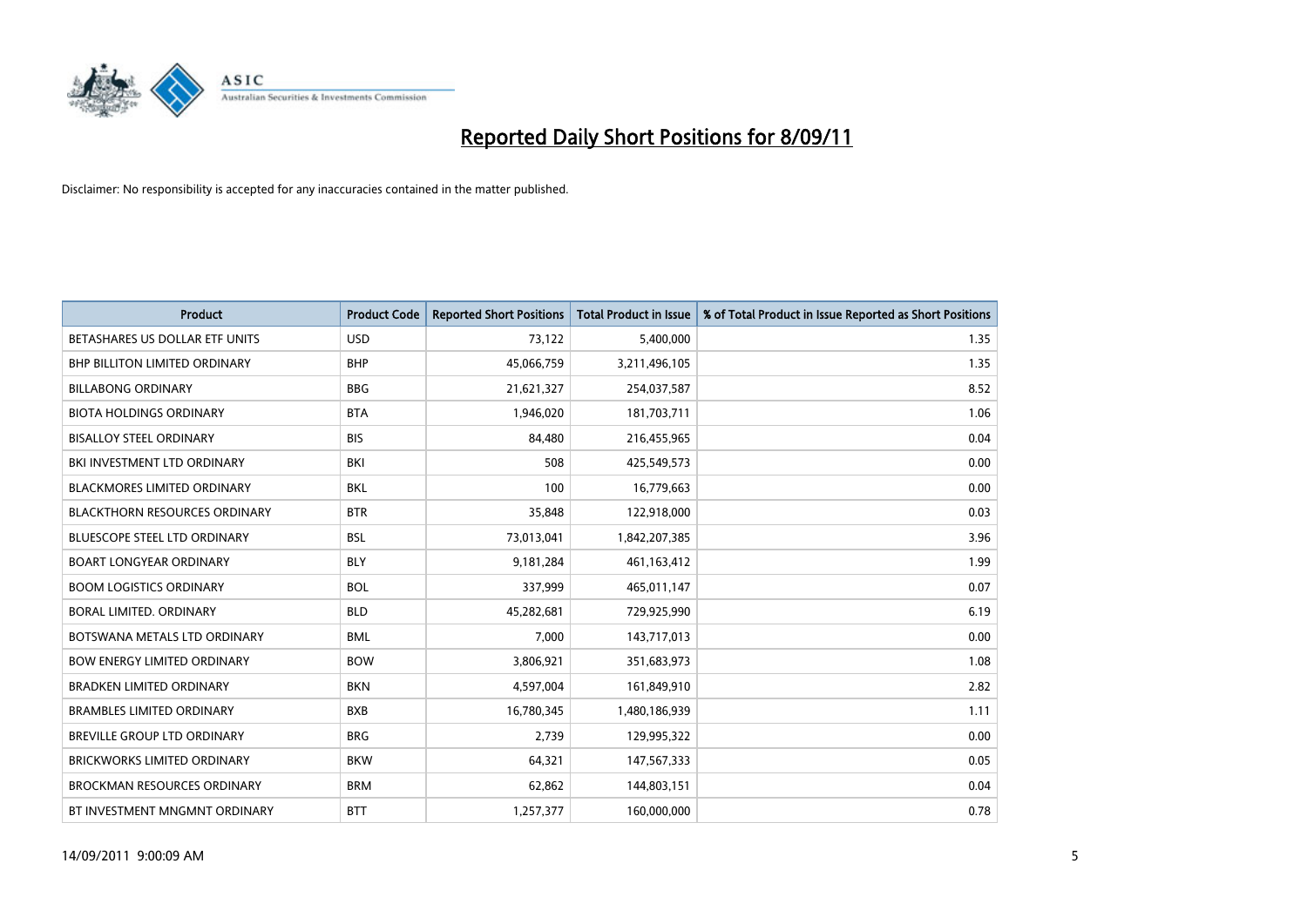# Reported Daily Short Positions for 8/09/11

Disclaimer: No responsibility is accepted for any inaccuracies contained in the matter published.

| Product | Product Code | Reported Short Positions | Total Product in Issue | % of Total Product in Issue Reported as Short Positions |
|---|---|---|---|---|
| BETASHARES US DOLLAR ETF UNITS | USD | 73,122 | 5,400,000 | 1.35 |
| BHP BILLITON LIMITED ORDINARY | BHP | 45,066,759 | 3,211,496,105 | 1.35 |
| BILLABONG ORDINARY | BBG | 21,621,327 | 254,037,587 | 8.52 |
| BIOTA HOLDINGS ORDINARY | BTA | 1,946,020 | 181,703,711 | 1.06 |
| BISALLOY STEEL ORDINARY | BIS | 84,480 | 216,455,965 | 0.04 |
| BKI INVESTMENT LTD ORDINARY | BKI | 508 | 425,549,573 | 0.00 |
| BLACKMORES LIMITED ORDINARY | BKL | 100 | 16,779,663 | 0.00 |
| BLACKTHORN RESOURCES ORDINARY | BTR | 35,848 | 122,918,000 | 0.03 |
| BLUESCOPE STEEL LTD ORDINARY | BSL | 73,013,041 | 1,842,207,385 | 3.96 |
| BOART LONGYEAR ORDINARY | BLY | 9,181,284 | 461,163,412 | 1.99 |
| BOOM LOGISTICS ORDINARY | BOL | 337,999 | 465,011,147 | 0.07 |
| BORAL LIMITED. ORDINARY | BLD | 45,282,681 | 729,925,990 | 6.19 |
| BOTSWANA METALS LTD ORDINARY | BML | 7,000 | 143,717,013 | 0.00 |
| BOW ENERGY LIMITED ORDINARY | BOW | 3,806,921 | 351,683,973 | 1.08 |
| BRADKEN LIMITED ORDINARY | BKN | 4,597,004 | 161,849,910 | 2.82 |
| BRAMBLES LIMITED ORDINARY | BXB | 16,780,345 | 1,480,186,939 | 1.11 |
| BREVILLE GROUP LTD ORDINARY | BRG | 2,739 | 129,995,322 | 0.00 |
| BRICKWORKS LIMITED ORDINARY | BKW | 64,321 | 147,567,333 | 0.05 |
| BROCKMAN RESOURCES ORDINARY | BRM | 62,862 | 144,803,151 | 0.04 |
| BT INVESTMENT MNGMNT ORDINARY | BTT | 1,257,377 | 160,000,000 | 0.78 |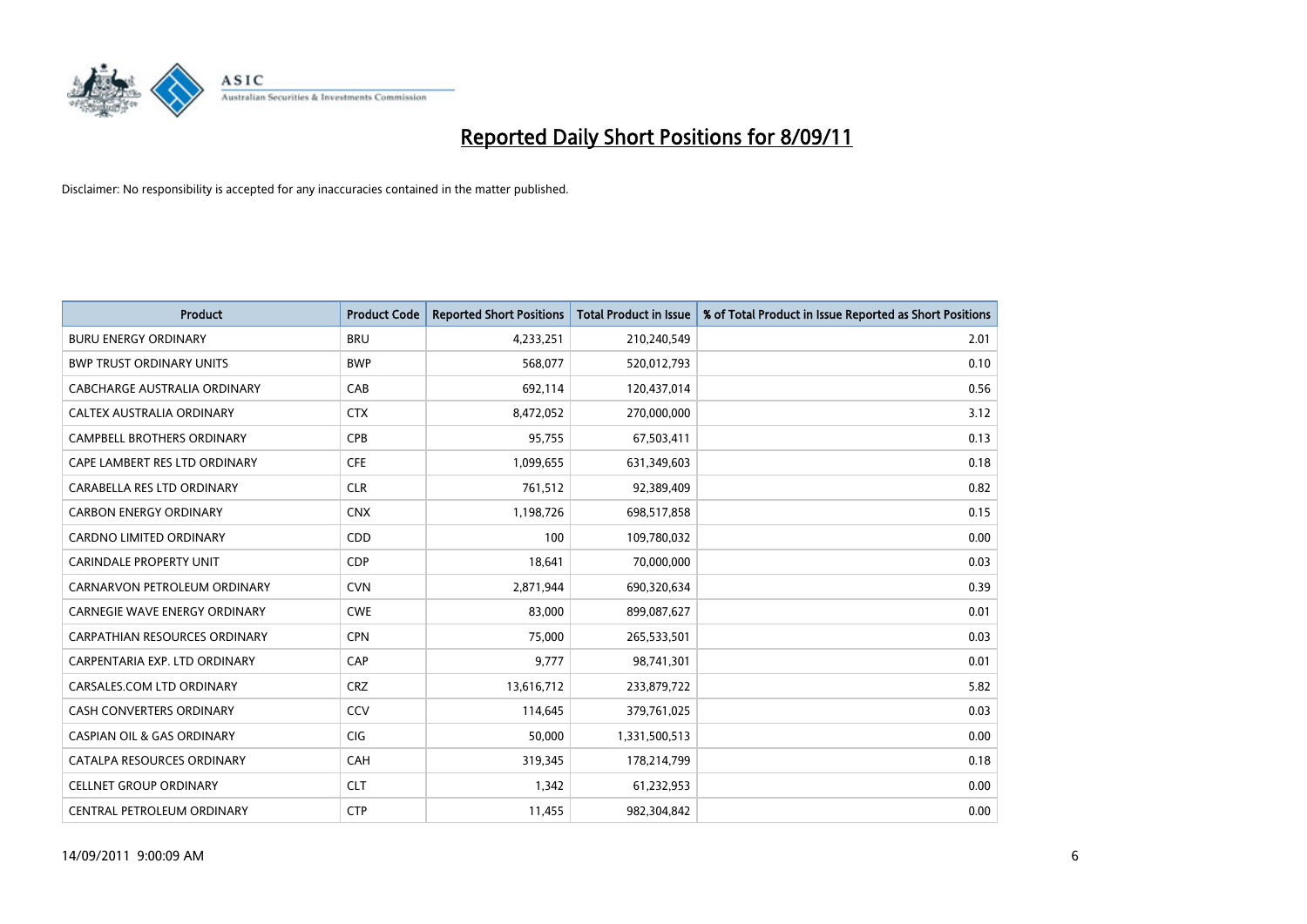# Reported Daily Short Positions for 8/09/11

Disclaimer: No responsibility is accepted for any inaccuracies contained in the matter published.

| Product | Product Code | Reported Short Positions | Total Product in Issue | % of Total Product in Issue Reported as Short Positions |
|---|---|---|---|---|
| BURU ENERGY ORDINARY | BRU | 4,233,251 | 210,240,549 | 2.01 |
| BWP TRUST ORDINARY UNITS | BWP | 568,077 | 520,012,793 | 0.10 |
| CABCHARGE AUSTRALIA ORDINARY | CAB | 692,114 | 120,437,014 | 0.56 |
| CALTEX AUSTRALIA ORDINARY | CTX | 8,472,052 | 270,000,000 | 3.12 |
| CAMPBELL BROTHERS ORDINARY | CPB | 95,755 | 67,503,411 | 0.13 |
| CAPE LAMBERT RES LTD ORDINARY | CFE | 1,099,655 | 631,349,603 | 0.18 |
| CARABELLA RES LTD ORDINARY | CLR | 761,512 | 92,389,409 | 0.82 |
| CARBON ENERGY ORDINARY | CNX | 1,198,726 | 698,517,858 | 0.15 |
| CARDNO LIMITED ORDINARY | CDD | 100 | 109,780,032 | 0.00 |
| CARINDALE PROPERTY UNIT | CDP | 18,641 | 70,000,000 | 0.03 |
| CARNARVON PETROLEUM ORDINARY | CVN | 2,871,944 | 690,320,634 | 0.39 |
| CARNEGIE WAVE ENERGY ORDINARY | CWE | 83,000 | 899,087,627 | 0.01 |
| CARPATHIAN RESOURCES ORDINARY | CPN | 75,000 | 265,533,501 | 0.03 |
| CARPENTARIA EXP. LTD ORDINARY | CAP | 9,777 | 98,741,301 | 0.01 |
| CARSALES.COM LTD ORDINARY | CRZ | 13,616,712 | 233,879,722 | 5.82 |
| CASH CONVERTERS ORDINARY | CCV | 114,645 | 379,761,025 | 0.03 |
| CASPIAN OIL & GAS ORDINARY | CIG | 50,000 | 1,331,500,513 | 0.00 |
| CATALPA RESOURCES ORDINARY | CAH | 319,345 | 178,214,799 | 0.18 |
| CELLNET GROUP ORDINARY | CLT | 1,342 | 61,232,953 | 0.00 |
| CENTRAL PETROLEUM ORDINARY | CTP | 11,455 | 982,304,842 | 0.00 |

14/09/2011 9:00:09 AM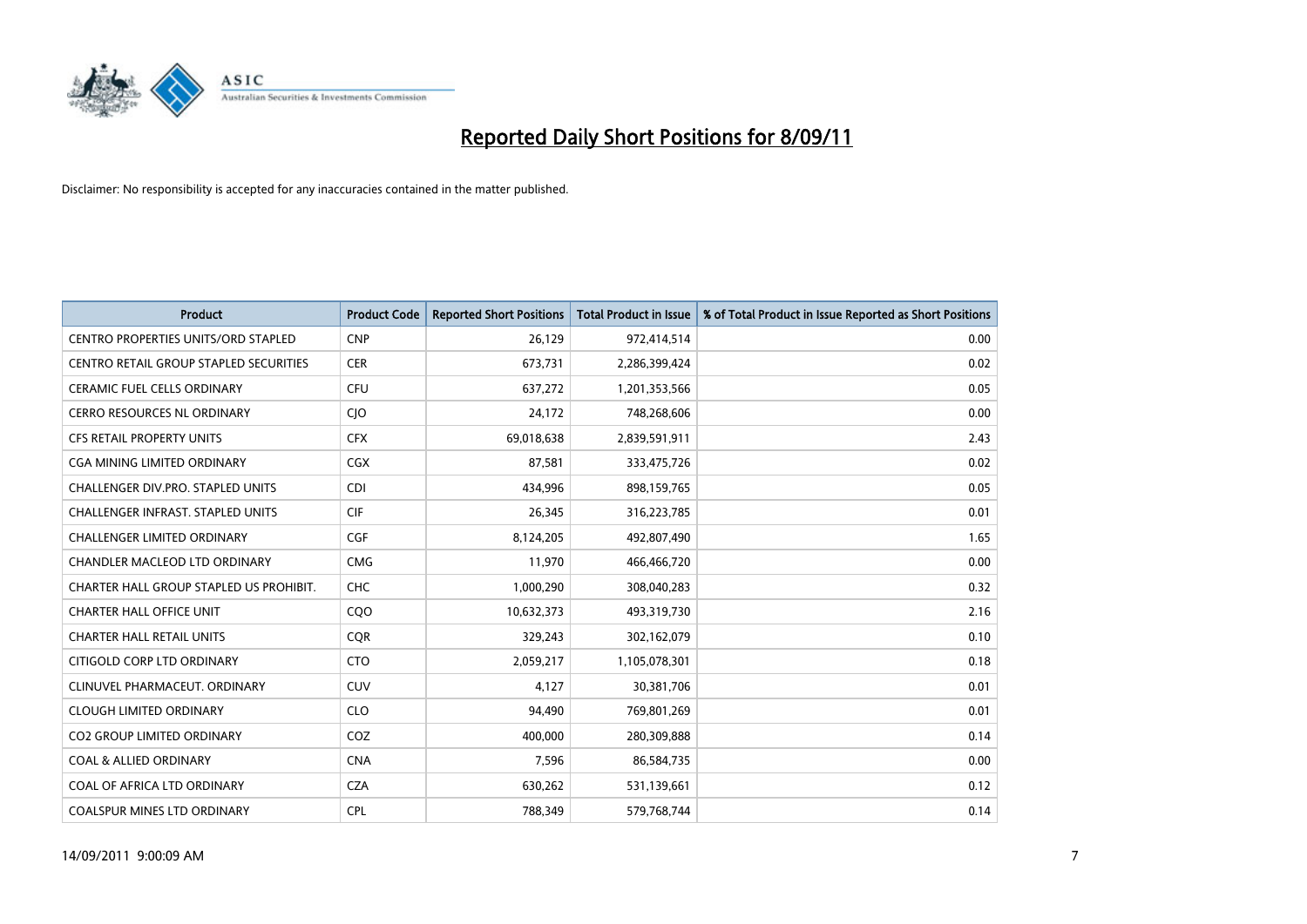# Reported Daily Short Positions for 8/09/11

Disclaimer: No responsibility is accepted for any inaccuracies contained in the matter published.

| Product | Product Code | Reported Short Positions | Total Product in Issue | % of Total Product in Issue Reported as Short Positions |
|---|---|---|---|---|
| CENTRO PROPERTIES UNITS/ORD STAPLED | CNP | 26,129 | 972,414,514 | 0.00 |
| CENTRO RETAIL GROUP STAPLED SECURITIES | CER | 673,731 | 2,286,399,424 | 0.02 |
| CERAMIC FUEL CELLS ORDINARY | CFU | 637,272 | 1,201,353,566 | 0.05 |
| CERRO RESOURCES NL ORDINARY | CJO | 24,172 | 748,268,606 | 0.00 |
| CFS RETAIL PROPERTY UNITS | CFX | 69,018,638 | 2,839,591,911 | 2.43 |
| CGA MINING LIMITED ORDINARY | CGX | 87,581 | 333,475,726 | 0.02 |
| CHALLENGER DIV.PRO. STAPLED UNITS | CDI | 434,996 | 898,159,765 | 0.05 |
| CHALLENGER INFRAST. STAPLED UNITS | CIF | 26,345 | 316,223,785 | 0.01 |
| CHALLENGER LIMITED ORDINARY | CGF | 8,124,205 | 492,807,490 | 1.65 |
| CHANDLER MACLEOD LTD ORDINARY | CMG | 11,970 | 466,466,720 | 0.00 |
| CHARTER HALL GROUP STAPLED US PROHIBIT. | CHC | 1,000,290 | 308,040,283 | 0.32 |
| CHARTER HALL OFFICE UNIT | CQO | 10,632,373 | 493,319,730 | 2.16 |
| CHARTER HALL RETAIL UNITS | CQR | 329,243 | 302,162,079 | 0.10 |
| CITIGOLD CORP LTD ORDINARY | CTO | 2,059,217 | 1,105,078,301 | 0.18 |
| CLINUVEL PHARMACEUT. ORDINARY | CUV | 4,127 | 30,381,706 | 0.01 |
| CLOUGH LIMITED ORDINARY | CLO | 94,490 | 769,801,269 | 0.01 |
| CO2 GROUP LIMITED ORDINARY | COZ | 400,000 | 280,309,888 | 0.14 |
| COAL & ALLIED ORDINARY | CNA | 7,596 | 86,584,735 | 0.00 |
| COAL OF AFRICA LTD ORDINARY | CZA | 630,262 | 531,139,661 | 0.12 |
| COALSPUR MINES LTD ORDINARY | CPL | 788,349 | 579,768,744 | 0.14 |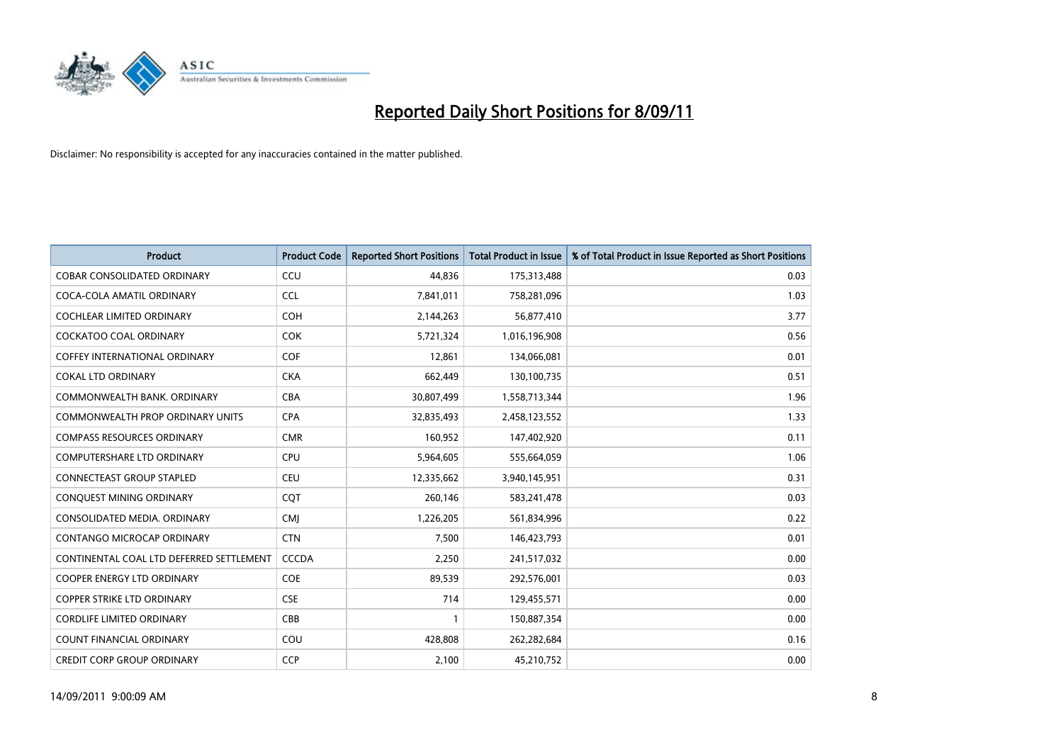# Reported Daily Short Positions for 8/09/11

Disclaimer: No responsibility is accepted for any inaccuracies contained in the matter published.

| Product | Product Code | Reported Short Positions | Total Product in Issue | % of Total Product in Issue Reported as Short Positions |
|---|---|---|---|---|
| COBAR CONSOLIDATED ORDINARY | CCU | 44,836 | 175,313,488 | 0.03 |
| COCA-COLA AMATIL ORDINARY | CCL | 7,841,011 | 758,281,096 | 1.03 |
| COCHLEAR LIMITED ORDINARY | COH | 2,144,263 | 56,877,410 | 3.77 |
| COCKATOO COAL ORDINARY | COK | 5,721,324 | 1,016,196,908 | 0.56 |
| COFFEY INTERNATIONAL ORDINARY | COF | 12,861 | 134,066,081 | 0.01 |
| COKAL LTD ORDINARY | CKA | 662,449 | 130,100,735 | 0.51 |
| COMMONWEALTH BANK. ORDINARY | CBA | 30,807,499 | 1,558,713,344 | 1.96 |
| COMMONWEALTH PROP ORDINARY UNITS | CPA | 32,835,493 | 2,458,123,552 | 1.33 |
| COMPASS RESOURCES ORDINARY | CMR | 160,952 | 147,402,920 | 0.11 |
| COMPUTERSHARE LTD ORDINARY | CPU | 5,964,605 | 555,664,059 | 1.06 |
| CONNECTEAST GROUP STAPLED | CEU | 12,335,662 | 3,940,145,951 | 0.31 |
| CONQUEST MINING ORDINARY | CQT | 260,146 | 583,241,478 | 0.03 |
| CONSOLIDATED MEDIA. ORDINARY | CMJ | 1,226,205 | 561,834,996 | 0.22 |
| CONTANGO MICROCAP ORDINARY | CTN | 7,500 | 146,423,793 | 0.01 |
| CONTINENTAL COAL LTD DEFERRED SETTLEMENT | CCCDA | 2,250 | 241,517,032 | 0.00 |
| COOPER ENERGY LTD ORDINARY | COE | 89,539 | 292,576,001 | 0.03 |
| COPPER STRIKE LTD ORDINARY | CSE | 714 | 129,455,571 | 0.00 |
| CORDLIFE LIMITED ORDINARY | CBB | 1 | 150,887,354 | 0.00 |
| COUNT FINANCIAL ORDINARY | COU | 428,808 | 262,282,684 | 0.16 |
| CREDIT CORP GROUP ORDINARY | CCP | 2,100 | 45,210,752 | 0.00 |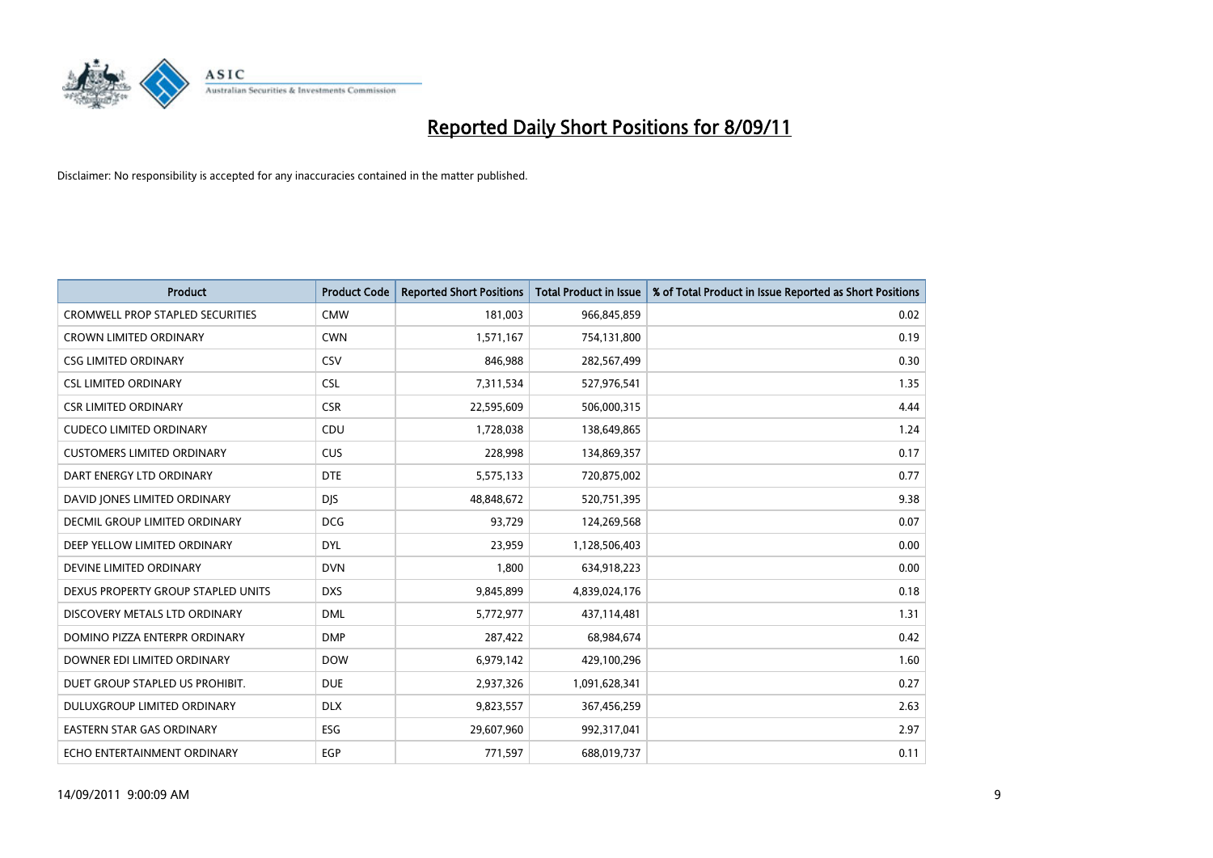# Reported Daily Short Positions for 8/09/11

Disclaimer: No responsibility is accepted for any inaccuracies contained in the matter published.

| Product | Product Code | Reported Short Positions | Total Product in Issue | % of Total Product in Issue Reported as Short Positions |
|---|---|---|---|---|
| CROMWELL PROP STAPLED SECURITIES | CMW | 181,003 | 966,845,859 | 0.02 |
| CROWN LIMITED ORDINARY | CWN | 1,571,167 | 754,131,800 | 0.19 |
| CSG LIMITED ORDINARY | CSV | 846,988 | 282,567,499 | 0.30 |
| CSL LIMITED ORDINARY | CSL | 7,311,534 | 527,976,541 | 1.35 |
| CSR LIMITED ORDINARY | CSR | 22,595,609 | 506,000,315 | 4.44 |
| CUDECO LIMITED ORDINARY | CDU | 1,728,038 | 138,649,865 | 1.24 |
| CUSTOMERS LIMITED ORDINARY | CUS | 228,998 | 134,869,357 | 0.17 |
| DART ENERGY LTD ORDINARY | DTE | 5,575,133 | 720,875,002 | 0.77 |
| DAVID JONES LIMITED ORDINARY | DJS | 48,848,672 | 520,751,395 | 9.38 |
| DECMIL GROUP LIMITED ORDINARY | DCG | 93,729 | 124,269,568 | 0.07 |
| DEEP YELLOW LIMITED ORDINARY | DYL | 23,959 | 1,128,506,403 | 0.00 |
| DEVINE LIMITED ORDINARY | DVN | 1,800 | 634,918,223 | 0.00 |
| DEXUS PROPERTY GROUP STAPLED UNITS | DXS | 9,845,899 | 4,839,024,176 | 0.18 |
| DISCOVERY METALS LTD ORDINARY | DML | 5,772,977 | 437,114,481 | 1.31 |
| DOMINO PIZZA ENTERPR ORDINARY | DMP | 287,422 | 68,984,674 | 0.42 |
| DOWNER EDI LIMITED ORDINARY | DOW | 6,979,142 | 429,100,296 | 1.60 |
| DUET GROUP STAPLED US PROHIBIT. | DUE | 2,937,326 | 1,091,628,341 | 0.27 |
| DULUXGROUP LIMITED ORDINARY | DLX | 9,823,557 | 367,456,259 | 2.63 |
| EASTERN STAR GAS ORDINARY | ESG | 29,607,960 | 992,317,041 | 2.97 |
| ECHO ENTERTAINMENT ORDINARY | EGP | 771,597 | 688,019,737 | 0.11 |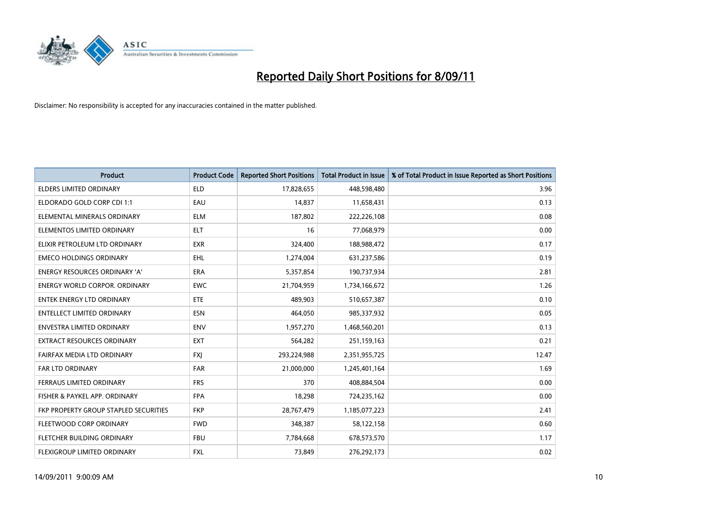# Reported Daily Short Positions for 8/09/11

Disclaimer: No responsibility is accepted for any inaccuracies contained in the matter published.

| Product | Product Code | Reported Short Positions | Total Product in Issue | % of Total Product in Issue Reported as Short Positions |
|---|---|---|---|---|
| ELDERS LIMITED ORDINARY | ELD | 17,828,655 | 448,598,480 | 3.96 |
| ELDORADO GOLD CORP CDI 1:1 | EAU | 14,837 | 11,658,431 | 0.13 |
| ELEMENTAL MINERALS ORDINARY | ELM | 187,802 | 222,226,108 | 0.08 |
| ELEMENTOS LIMITED ORDINARY | ELT | 16 | 77,068,979 | 0.00 |
| ELIXIR PETROLEUM LTD ORDINARY | EXR | 324,400 | 188,988,472 | 0.17 |
| EMECO HOLDINGS ORDINARY | EHL | 1,274,004 | 631,237,586 | 0.19 |
| ENERGY RESOURCES ORDINARY 'A' | ERA | 5,357,854 | 190,737,934 | 2.81 |
| ENERGY WORLD CORPOR. ORDINARY | EWC | 21,704,959 | 1,734,166,672 | 1.26 |
| ENTEK ENERGY LTD ORDINARY | ETE | 489,903 | 510,657,387 | 0.10 |
| ENTELLECT LIMITED ORDINARY | ESN | 464,050 | 985,337,932 | 0.05 |
| ENVESTRA LIMITED ORDINARY | ENV | 1,957,270 | 1,468,560,201 | 0.13 |
| EXTRACT RESOURCES ORDINARY | EXT | 564,282 | 251,159,163 | 0.21 |
| FAIRFAX MEDIA LTD ORDINARY | FXJ | 293,224,988 | 2,351,955,725 | 12.47 |
| FAR LTD ORDINARY | FAR | 21,000,000 | 1,245,401,164 | 1.69 |
| FERRAUS LIMITED ORDINARY | FRS | 370 | 408,884,504 | 0.00 |
| FISHER & PAYKEL APP. ORDINARY | FPA | 18,298 | 724,235,162 | 0.00 |
| FKP PROPERTY GROUP STAPLED SECURITIES | FKP | 28,767,479 | 1,185,077,223 | 2.41 |
| FLEETWOOD CORP ORDINARY | FWD | 348,387 | 58,122,158 | 0.60 |
| FLETCHER BUILDING ORDINARY | FBU | 7,784,668 | 678,573,570 | 1.17 |
| FLEXIGROUP LIMITED ORDINARY | FXL | 73,849 | 276,292,173 | 0.02 |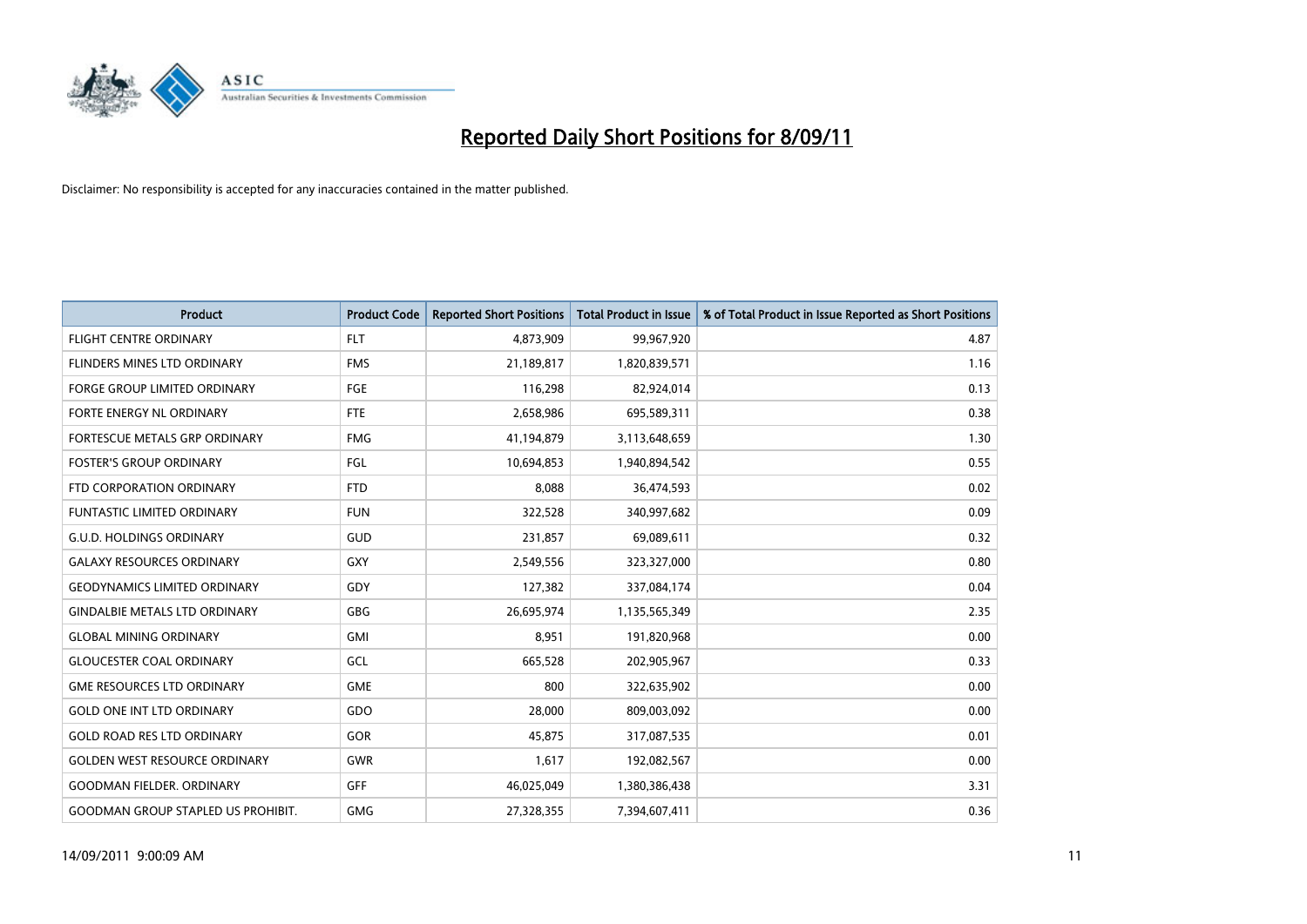# Reported Daily Short Positions for 8/09/11

Disclaimer: No responsibility is accepted for any inaccuracies contained in the matter published.

| Product | Product Code | Reported Short Positions | Total Product in Issue | % of Total Product in Issue Reported as Short Positions |
|---|---|---|---|---|
| FLIGHT CENTRE ORDINARY | FLT | 4,873,909 | 99,967,920 | 4.87 |
| FLINDERS MINES LTD ORDINARY | FMS | 21,189,817 | 1,820,839,571 | 1.16 |
| FORGE GROUP LIMITED ORDINARY | FGE | 116,298 | 82,924,014 | 0.13 |
| FORTE ENERGY NL ORDINARY | FTE | 2,658,986 | 695,589,311 | 0.38 |
| FORTESCUE METALS GRP ORDINARY | FMG | 41,194,879 | 3,113,648,659 | 1.30 |
| FOSTER'S GROUP ORDINARY | FGL | 10,694,853 | 1,940,894,542 | 0.55 |
| FTD CORPORATION ORDINARY | FTD | 8,088 | 36,474,593 | 0.02 |
| FUNTASTIC LIMITED ORDINARY | FUN | 322,528 | 340,997,682 | 0.09 |
| G.U.D. HOLDINGS ORDINARY | GUD | 231,857 | 69,089,611 | 0.32 |
| GALAXY RESOURCES ORDINARY | GXY | 2,549,556 | 323,327,000 | 0.80 |
| GEODYNAMICS LIMITED ORDINARY | GDY | 127,382 | 337,084,174 | 0.04 |
| GINDALBIE METALS LTD ORDINARY | GBG | 26,695,974 | 1,135,565,349 | 2.35 |
| GLOBAL MINING ORDINARY | GMI | 8,951 | 191,820,968 | 0.00 |
| GLOUCESTER COAL ORDINARY | GCL | 665,528 | 202,905,967 | 0.33 |
| GME RESOURCES LTD ORDINARY | GME | 800 | 322,635,902 | 0.00 |
| GOLD ONE INT LTD ORDINARY | GDO | 28,000 | 809,003,092 | 0.00 |
| GOLD ROAD RES LTD ORDINARY | GOR | 45,875 | 317,087,535 | 0.01 |
| GOLDEN WEST RESOURCE ORDINARY | GWR | 1,617 | 192,082,567 | 0.00 |
| GOODMAN FIELDER. ORDINARY | GFF | 46,025,049 | 1,380,386,438 | 3.31 |
| GOODMAN GROUP STAPLED US PROHIBIT. | GMG | 27,328,355 | 7,394,607,411 | 0.36 |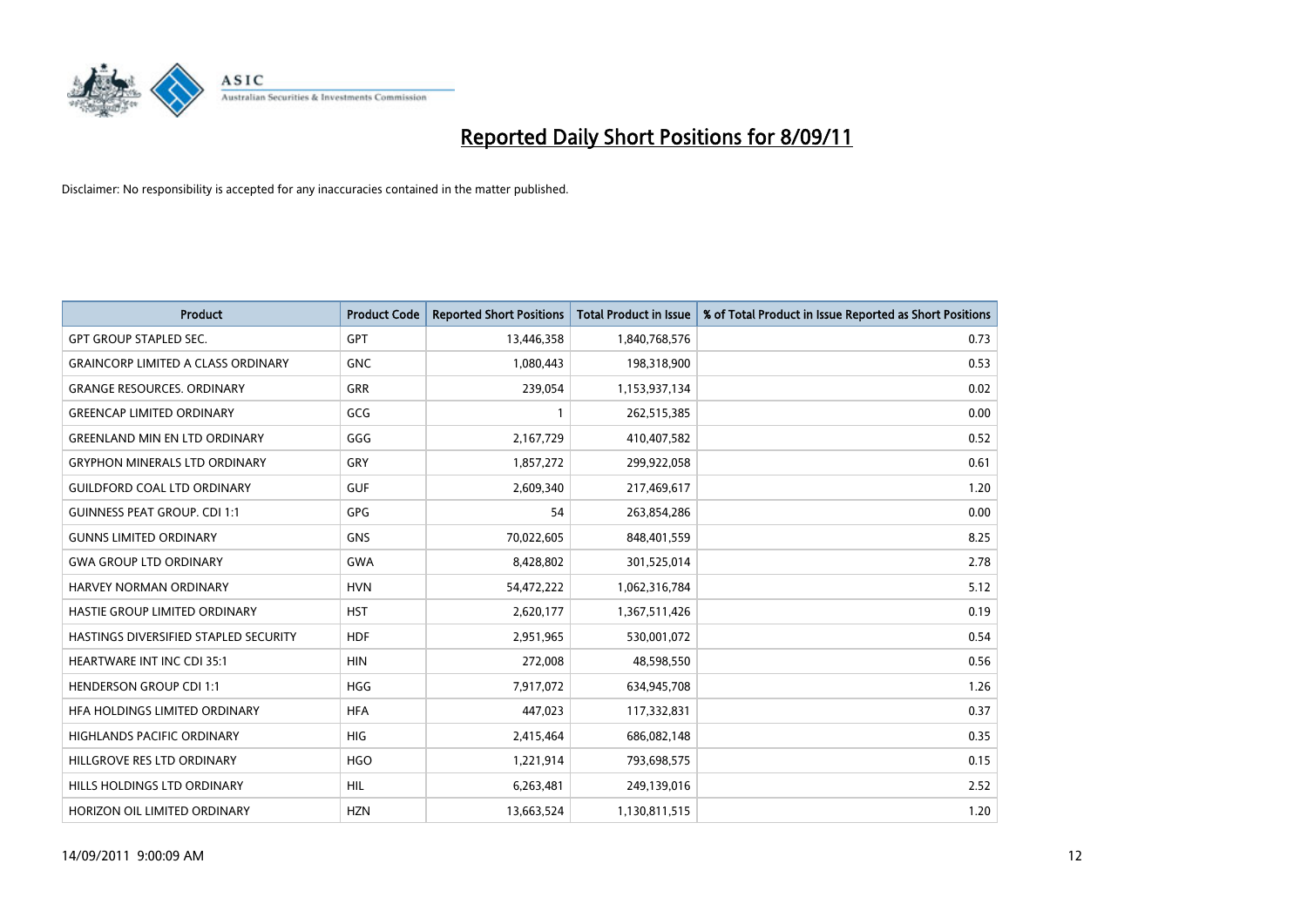# Reported Daily Short Positions for 8/09/11

Disclaimer: No responsibility is accepted for any inaccuracies contained in the matter published.

| Product | Product Code | Reported Short Positions | Total Product in Issue | % of Total Product in Issue Reported as Short Positions |
|---|---|---|---|---|
| GPT GROUP STAPLED SEC. | GPT | 13,446,358 | 1,840,768,576 | 0.73 |
| GRAINCORP LIMITED A CLASS ORDINARY | GNC | 1,080,443 | 198,318,900 | 0.53 |
| GRANGE RESOURCES. ORDINARY | GRR | 239,054 | 1,153,937,134 | 0.02 |
| GREENCAP LIMITED ORDINARY | GCG | 1 | 262,515,385 | 0.00 |
| GREENLAND MIN EN LTD ORDINARY | GGG | 2,167,729 | 410,407,582 | 0.52 |
| GRYPHON MINERALS LTD ORDINARY | GRY | 1,857,272 | 299,922,058 | 0.61 |
| GUILDFORD COAL LTD ORDINARY | GUF | 2,609,340 | 217,469,617 | 1.20 |
| GUINNESS PEAT GROUP. CDI 1:1 | GPG | 54 | 263,854,286 | 0.00 |
| GUNNS LIMITED ORDINARY | GNS | 70,022,605 | 848,401,559 | 8.25 |
| GWA GROUP LTD ORDINARY | GWA | 8,428,802 | 301,525,014 | 2.78 |
| HARVEY NORMAN ORDINARY | HVN | 54,472,222 | 1,062,316,784 | 5.12 |
| HASTIE GROUP LIMITED ORDINARY | HST | 2,620,177 | 1,367,511,426 | 0.19 |
| HASTINGS DIVERSIFIED STAPLED SECURITY | HDF | 2,951,965 | 530,001,072 | 0.54 |
| HEARTWARE INT INC CDI 35:1 | HIN | 272,008 | 48,598,550 | 0.56 |
| HENDERSON GROUP CDI 1:1 | HGG | 7,917,072 | 634,945,708 | 1.26 |
| HFA HOLDINGS LIMITED ORDINARY | HFA | 447,023 | 117,332,831 | 0.37 |
| HIGHLANDS PACIFIC ORDINARY | HIG | 2,415,464 | 686,082,148 | 0.35 |
| HILLGROVE RES LTD ORDINARY | HGO | 1,221,914 | 793,698,575 | 0.15 |
| HILLS HOLDINGS LTD ORDINARY | HIL | 6,263,481 | 249,139,016 | 2.52 |
| HORIZON OIL LIMITED ORDINARY | HZN | 13,663,524 | 1,130,811,515 | 1.20 |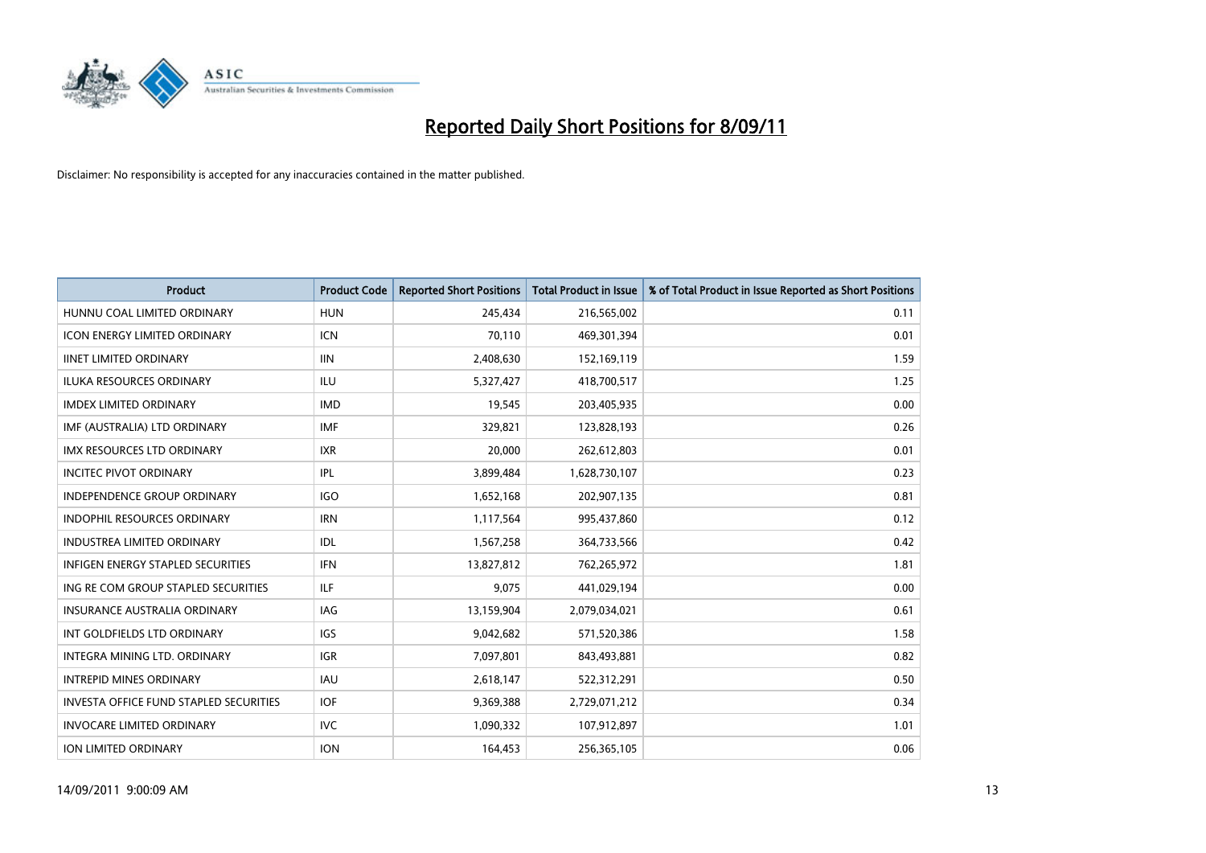# Reported Daily Short Positions for 8/09/11

Disclaimer: No responsibility is accepted for any inaccuracies contained in the matter published.

| Product | Product Code | Reported Short Positions | Total Product in Issue | % of Total Product in Issue Reported as Short Positions |
|---|---|---|---|---|
| HUNNU COAL LIMITED ORDINARY | HUN | 245,434 | 216,565,002 | 0.11 |
| ICON ENERGY LIMITED ORDINARY | ICN | 70,110 | 469,301,394 | 0.01 |
| IINET LIMITED ORDINARY | IIN | 2,408,630 | 152,169,119 | 1.59 |
| ILUKA RESOURCES ORDINARY | ILU | 5,327,427 | 418,700,517 | 1.25 |
| IMDEX LIMITED ORDINARY | IMD | 19,545 | 203,405,935 | 0.00 |
| IMF (AUSTRALIA) LTD ORDINARY | IMF | 329,821 | 123,828,193 | 0.26 |
| IMX RESOURCES LTD ORDINARY | IXR | 20,000 | 262,612,803 | 0.01 |
| INCITEC PIVOT ORDINARY | IPL | 3,899,484 | 1,628,730,107 | 0.23 |
| INDEPENDENCE GROUP ORDINARY | IGO | 1,652,168 | 202,907,135 | 0.81 |
| INDOPHIL RESOURCES ORDINARY | IRN | 1,117,564 | 995,437,860 | 0.12 |
| INDUSTREA LIMITED ORDINARY | IDL | 1,567,258 | 364,733,566 | 0.42 |
| INFIGEN ENERGY STAPLED SECURITIES | IFN | 13,827,812 | 762,265,972 | 1.81 |
| ING RE COM GROUP STAPLED SECURITIES | ILF | 9,075 | 441,029,194 | 0.00 |
| INSURANCE AUSTRALIA ORDINARY | IAG | 13,159,904 | 2,079,034,021 | 0.61 |
| INT GOLDFIELDS LTD ORDINARY | IGS | 9,042,682 | 571,520,386 | 1.58 |
| INTEGRA MINING LTD. ORDINARY | IGR | 7,097,801 | 843,493,881 | 0.82 |
| INTREPID MINES ORDINARY | IAU | 2,618,147 | 522,312,291 | 0.50 |
| INVESTA OFFICE FUND STAPLED SECURITIES | IOF | 9,369,388 | 2,729,071,212 | 0.34 |
| INVOCARE LIMITED ORDINARY | IVC | 1,090,332 | 107,912,897 | 1.01 |
| ION LIMITED ORDINARY | ION | 164,453 | 256,365,105 | 0.06 |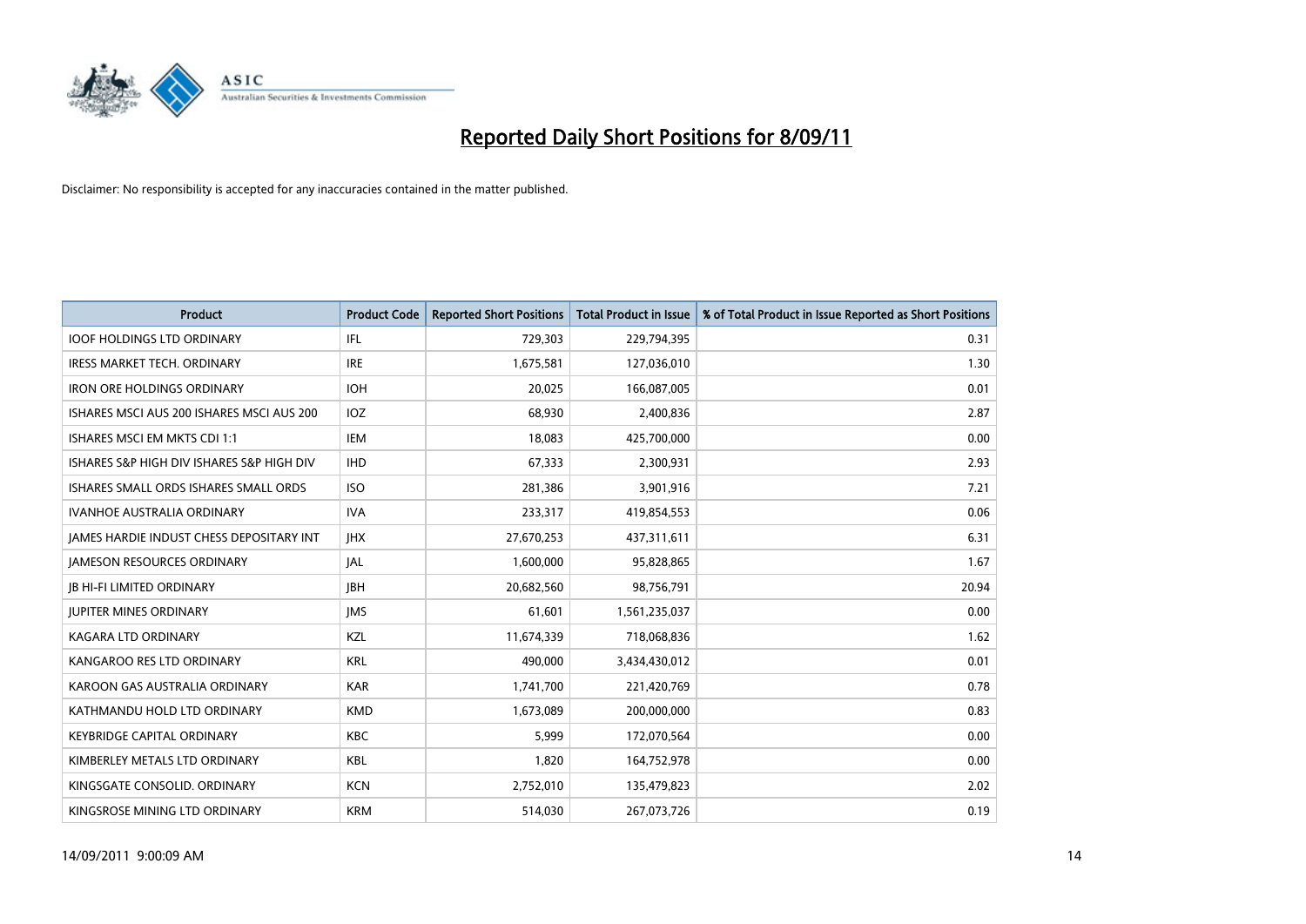# Reported Daily Short Positions for 8/09/11

Disclaimer: No responsibility is accepted for any inaccuracies contained in the matter published.

| Product | Product Code | Reported Short Positions | Total Product in Issue | % of Total Product in Issue Reported as Short Positions |
|---|---|---|---|---|
| IOOF HOLDINGS LTD ORDINARY | IFL | 729,303 | 229,794,395 | 0.31 |
| IRESS MARKET TECH. ORDINARY | IRE | 1,675,581 | 127,036,010 | 1.30 |
| IRON ORE HOLDINGS ORDINARY | IOH | 20,025 | 166,087,005 | 0.01 |
| ISHARES MSCI AUS 200 ISHARES MSCI AUS 200 | IOZ | 68,930 | 2,400,836 | 2.87 |
| ISHARES MSCI EM MKTS CDI 1:1 | IEM | 18,083 | 425,700,000 | 0.00 |
| ISHARES S&P HIGH DIV ISHARES S&P HIGH DIV | IHD | 67,333 | 2,300,931 | 2.93 |
| ISHARES SMALL ORDS ISHARES SMALL ORDS | ISO | 281,386 | 3,901,916 | 7.21 |
| IVANHOE AUSTRALIA ORDINARY | IVA | 233,317 | 419,854,553 | 0.06 |
| JAMES HARDIE INDUST CHESS DEPOSITARY INT | JHX | 27,670,253 | 437,311,611 | 6.31 |
| JAMESON RESOURCES ORDINARY | JAL | 1,600,000 | 95,828,865 | 1.67 |
| JB HI-FI LIMITED ORDINARY | JBH | 20,682,560 | 98,756,791 | 20.94 |
| JUPITER MINES ORDINARY | JMS | 61,601 | 1,561,235,037 | 0.00 |
| KAGARA LTD ORDINARY | KZL | 11,674,339 | 718,068,836 | 1.62 |
| KANGAROO RES LTD ORDINARY | KRL | 490,000 | 3,434,430,012 | 0.01 |
| KAROON GAS AUSTRALIA ORDINARY | KAR | 1,741,700 | 221,420,769 | 0.78 |
| KATHMANDU HOLD LTD ORDINARY | KMD | 1,673,089 | 200,000,000 | 0.83 |
| KEYBRIDGE CAPITAL ORDINARY | KBC | 5,999 | 172,070,564 | 0.00 |
| KIMBERLEY METALS LTD ORDINARY | KBL | 1,820 | 164,752,978 | 0.00 |
| KINGSGATE CONSOLID. ORDINARY | KCN | 2,752,010 | 135,479,823 | 2.02 |
| KINGSROSE MINING LTD ORDINARY | KRM | 514,030 | 267,073,726 | 0.19 |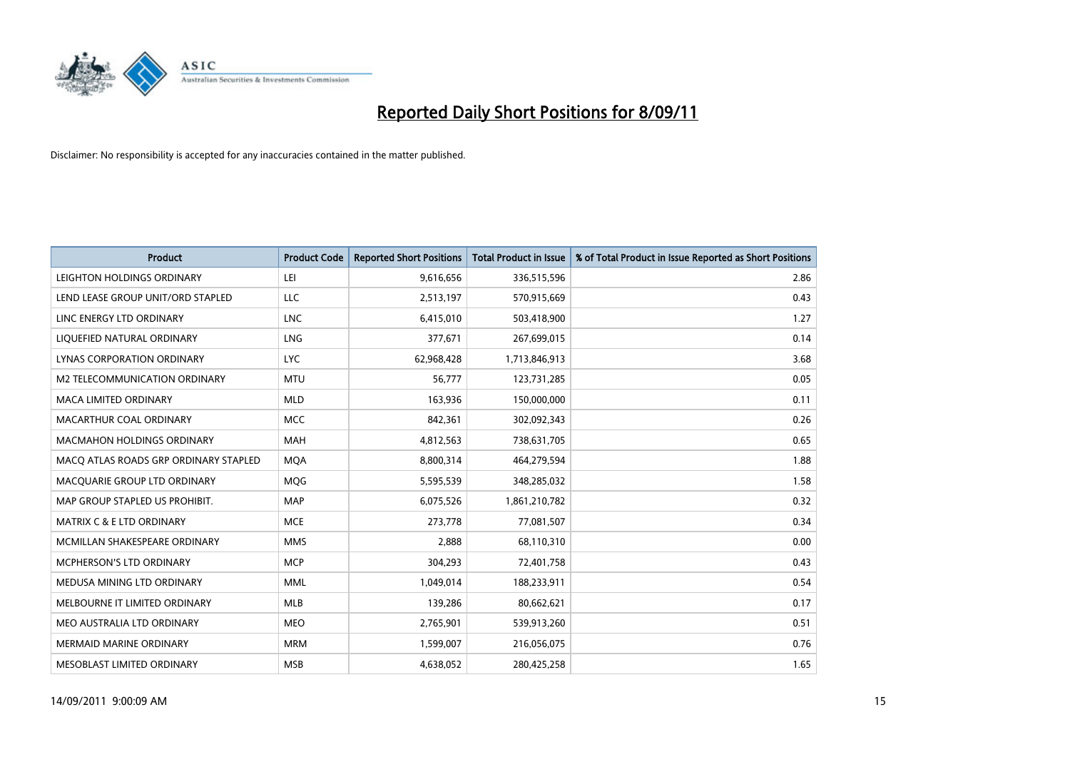# Reported Daily Short Positions for 8/09/11

Disclaimer: No responsibility is accepted for any inaccuracies contained in the matter published.

| Product | Product Code | Reported Short Positions | Total Product in Issue | % of Total Product in Issue Reported as Short Positions |
|---|---|---|---|---|
| LEIGHTON HOLDINGS ORDINARY | LEI | 9,616,656 | 336,515,596 | 2.86 |
| LEND LEASE GROUP UNIT/ORD STAPLED | LLC | 2,513,197 | 570,915,669 | 0.43 |
| LINC ENERGY LTD ORDINARY | LNC | 6,415,010 | 503,418,900 | 1.27 |
| LIQUEFIED NATURAL ORDINARY | LNG | 377,671 | 267,699,015 | 0.14 |
| LYNAS CORPORATION ORDINARY | LYC | 62,968,428 | 1,713,846,913 | 3.68 |
| M2 TELECOMMUNICATION ORDINARY | MTU | 56,777 | 123,731,285 | 0.05 |
| MACA LIMITED ORDINARY | MLD | 163,936 | 150,000,000 | 0.11 |
| MACARTHUR COAL ORDINARY | MCC | 842,361 | 302,092,343 | 0.26 |
| MACMAHON HOLDINGS ORDINARY | MAH | 4,812,563 | 738,631,705 | 0.65 |
| MACQ ATLAS ROADS GRP ORDINARY STAPLED | MQA | 8,800,314 | 464,279,594 | 1.88 |
| MACQUARIE GROUP LTD ORDINARY | MQG | 5,595,539 | 348,285,032 | 1.58 |
| MAP GROUP STAPLED US PROHIBIT. | MAP | 6,075,526 | 1,861,210,782 | 0.32 |
| MATRIX C & E LTD ORDINARY | MCE | 273,778 | 77,081,507 | 0.34 |
| MCMILLAN SHAKESPEARE ORDINARY | MMS | 2,888 | 68,110,310 | 0.00 |
| MCPHERSON'S LTD ORDINARY | MCP | 304,293 | 72,401,758 | 0.43 |
| MEDUSA MINING LTD ORDINARY | MML | 1,049,014 | 188,233,911 | 0.54 |
| MELBOURNE IT LIMITED ORDINARY | MLB | 139,286 | 80,662,621 | 0.17 |
| MEO AUSTRALIA LTD ORDINARY | MEO | 2,765,901 | 539,913,260 | 0.51 |
| MERMAID MARINE ORDINARY | MRM | 1,599,007 | 216,056,075 | 0.76 |
| MESOBLAST LIMITED ORDINARY | MSB | 4,638,052 | 280,425,258 | 1.65 |

14/09/2011 9:00:09 AM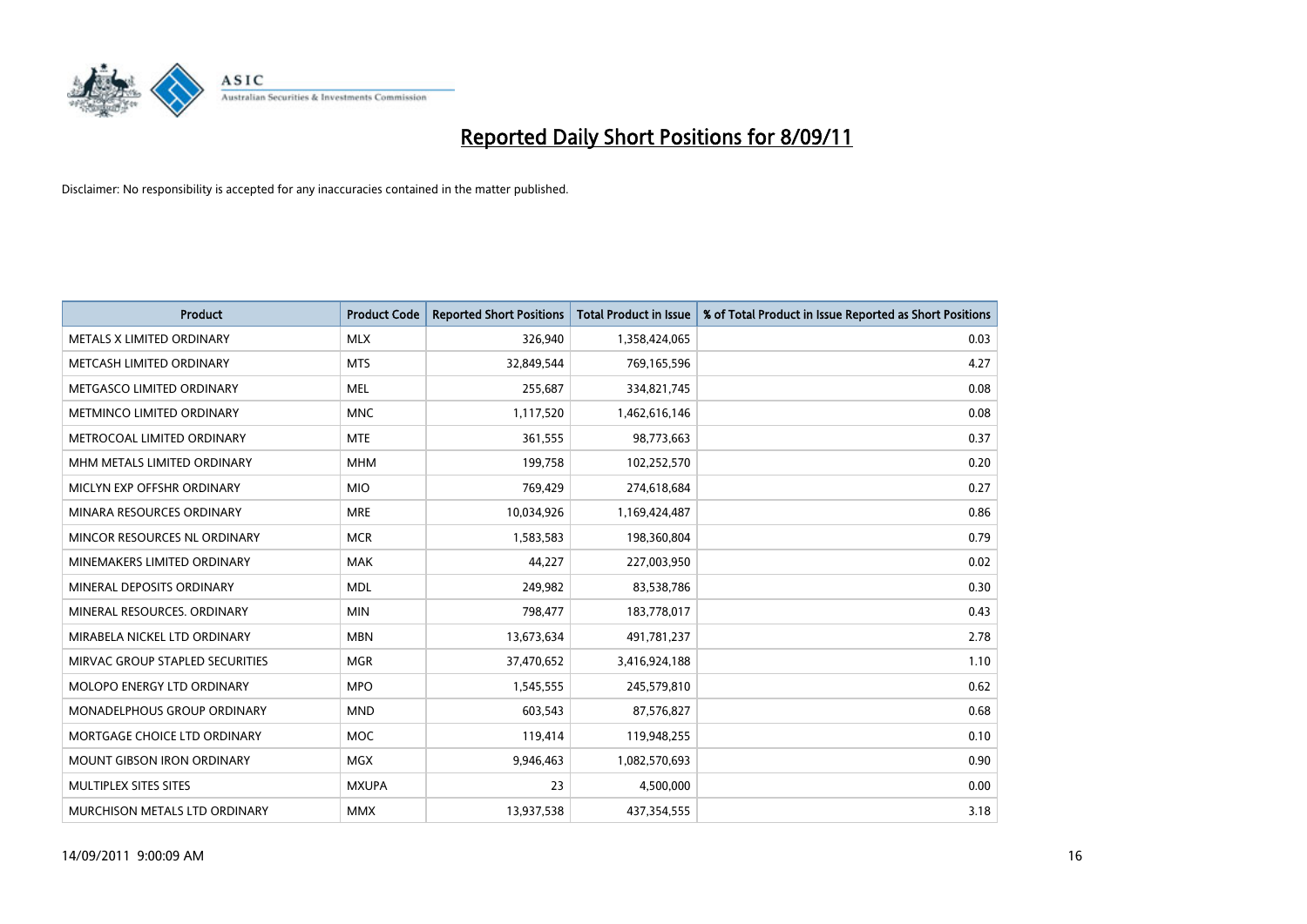# Reported Daily Short Positions for 8/09/11

Disclaimer: No responsibility is accepted for any inaccuracies contained in the matter published.

| Product | Product Code | Reported Short Positions | Total Product in Issue | % of Total Product in Issue Reported as Short Positions |
|---|---|---|---|---|
| METALS X LIMITED ORDINARY | MLX | 326,940 | 1,358,424,065 | 0.03 |
| METCASH LIMITED ORDINARY | MTS | 32,849,544 | 769,165,596 | 4.27 |
| METGASCO LIMITED ORDINARY | MEL | 255,687 | 334,821,745 | 0.08 |
| METMINCO LIMITED ORDINARY | MNC | 1,117,520 | 1,462,616,146 | 0.08 |
| METROCOAL LIMITED ORDINARY | MTE | 361,555 | 98,773,663 | 0.37 |
| MHM METALS LIMITED ORDINARY | MHM | 199,758 | 102,252,570 | 0.20 |
| MICLYN EXP OFFSHR ORDINARY | MIO | 769,429 | 274,618,684 | 0.27 |
| MINARA RESOURCES ORDINARY | MRE | 10,034,926 | 1,169,424,487 | 0.86 |
| MINCOR RESOURCES NL ORDINARY | MCR | 1,583,583 | 198,360,804 | 0.79 |
| MINEMAKERS LIMITED ORDINARY | MAK | 44,227 | 227,003,950 | 0.02 |
| MINERAL DEPOSITS ORDINARY | MDL | 249,982 | 83,538,786 | 0.30 |
| MINERAL RESOURCES. ORDINARY | MIN | 798,477 | 183,778,017 | 0.43 |
| MIRABELA NICKEL LTD ORDINARY | MBN | 13,673,634 | 491,781,237 | 2.78 |
| MIRVAC GROUP STAPLED SECURITIES | MGR | 37,470,652 | 3,416,924,188 | 1.10 |
| MOLOPO ENERGY LTD ORDINARY | MPO | 1,545,555 | 245,579,810 | 0.62 |
| MONADELPHOUS GROUP ORDINARY | MND | 603,543 | 87,576,827 | 0.68 |
| MORTGAGE CHOICE LTD ORDINARY | MOC | 119,414 | 119,948,255 | 0.10 |
| MOUNT GIBSON IRON ORDINARY | MGX | 9,946,463 | 1,082,570,693 | 0.90 |
| MULTIPLEX SITES SITES | MXUPA | 23 | 4,500,000 | 0.00 |
| MURCHISON METALS LTD ORDINARY | MMX | 13,937,538 | 437,354,555 | 3.18 |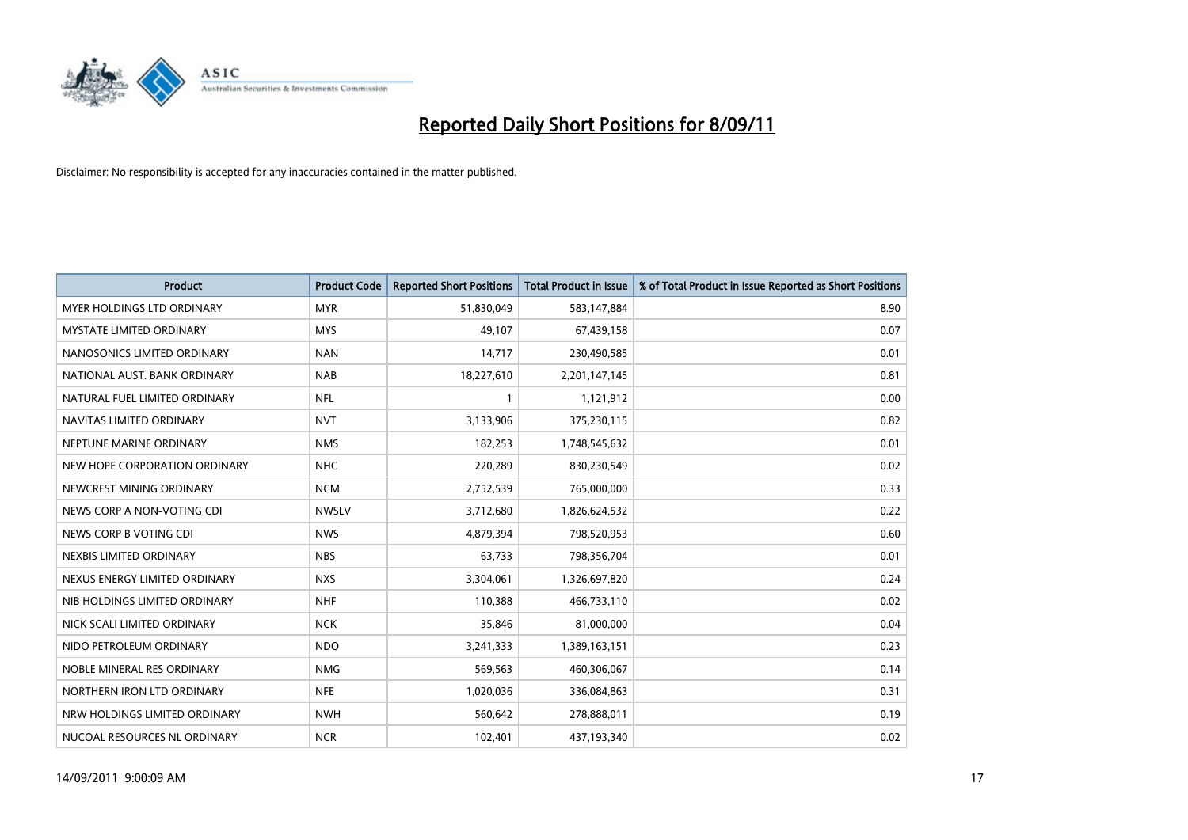# Reported Daily Short Positions for 8/09/11

Disclaimer: No responsibility is accepted for any inaccuracies contained in the matter published.

| Product | Product Code | Reported Short Positions | Total Product in Issue | % of Total Product in Issue Reported as Short Positions |
|---|---|---|---|---|
| MYER HOLDINGS LTD ORDINARY | MYR | 51,830,049 | 583,147,884 | 8.90 |
| MYSTATE LIMITED ORDINARY | MYS | 49,107 | 67,439,158 | 0.07 |
| NANOSONICS LIMITED ORDINARY | NAN | 14,717 | 230,490,585 | 0.01 |
| NATIONAL AUST. BANK ORDINARY | NAB | 18,227,610 | 2,201,147,145 | 0.81 |
| NATURAL FUEL LIMITED ORDINARY | NFL | 1 | 1,121,912 | 0.00 |
| NAVITAS LIMITED ORDINARY | NVT | 3,133,906 | 375,230,115 | 0.82 |
| NEPTUNE MARINE ORDINARY | NMS | 182,253 | 1,748,545,632 | 0.01 |
| NEW HOPE CORPORATION ORDINARY | NHC | 220,289 | 830,230,549 | 0.02 |
| NEWCREST MINING ORDINARY | NCM | 2,752,539 | 765,000,000 | 0.33 |
| NEWS CORP A NON-VOTING CDI | NWSLV | 3,712,680 | 1,826,624,532 | 0.22 |
| NEWS CORP B VOTING CDI | NWS | 4,879,394 | 798,520,953 | 0.60 |
| NEXBIS LIMITED ORDINARY | NBS | 63,733 | 798,356,704 | 0.01 |
| NEXUS ENERGY LIMITED ORDINARY | NXS | 3,304,061 | 1,326,697,820 | 0.24 |
| NIB HOLDINGS LIMITED ORDINARY | NHF | 110,388 | 466,733,110 | 0.02 |
| NICK SCALI LIMITED ORDINARY | NCK | 35,846 | 81,000,000 | 0.04 |
| NIDO PETROLEUM ORDINARY | NDO | 3,241,333 | 1,389,163,151 | 0.23 |
| NOBLE MINERAL RES ORDINARY | NMG | 569,563 | 460,306,067 | 0.14 |
| NORTHERN IRON LTD ORDINARY | NFE | 1,020,036 | 336,084,863 | 0.31 |
| NRW HOLDINGS LIMITED ORDINARY | NWH | 560,642 | 278,888,011 | 0.19 |
| NUCOAL RESOURCES NL ORDINARY | NCR | 102,401 | 437,193,340 | 0.02 |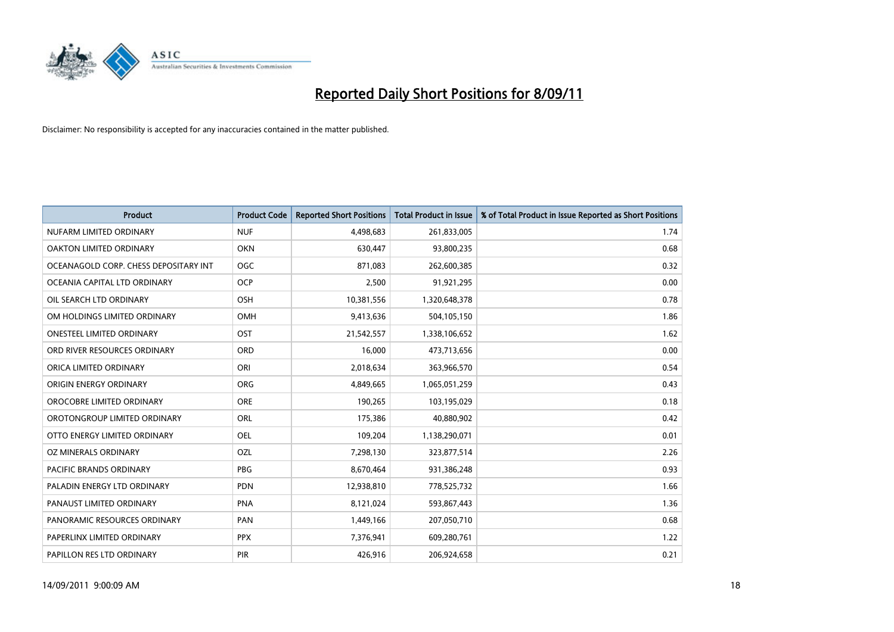# Reported Daily Short Positions for 8/09/11

Disclaimer: No responsibility is accepted for any inaccuracies contained in the matter published.

| Product | Product Code | Reported Short Positions | Total Product in Issue | % of Total Product in Issue Reported as Short Positions |
|---|---|---|---|---|
| NUFARM LIMITED ORDINARY | NUF | 4,498,683 | 261,833,005 | 1.74 |
| OAKTON LIMITED ORDINARY | OKN | 630,447 | 93,800,235 | 0.68 |
| OCEANAGOLD CORP. CHESS DEPOSITARY INT | OGC | 871,083 | 262,600,385 | 0.32 |
| OCEANIA CAPITAL LTD ORDINARY | OCP | 2,500 | 91,921,295 | 0.00 |
| OIL SEARCH LTD ORDINARY | OSH | 10,381,556 | 1,320,648,378 | 0.78 |
| OM HOLDINGS LIMITED ORDINARY | OMH | 9,413,636 | 504,105,150 | 1.86 |
| ONESTEEL LIMITED ORDINARY | OST | 21,542,557 | 1,338,106,652 | 1.62 |
| ORD RIVER RESOURCES ORDINARY | ORD | 16,000 | 473,713,656 | 0.00 |
| ORICA LIMITED ORDINARY | ORI | 2,018,634 | 363,966,570 | 0.54 |
| ORIGIN ENERGY ORDINARY | ORG | 4,849,665 | 1,065,051,259 | 0.43 |
| OROCOBRE LIMITED ORDINARY | ORE | 190,265 | 103,195,029 | 0.18 |
| OROTONGROUP LIMITED ORDINARY | ORL | 175,386 | 40,880,902 | 0.42 |
| OTTO ENERGY LIMITED ORDINARY | OEL | 109,204 | 1,138,290,071 | 0.01 |
| OZ MINERALS ORDINARY | OZL | 7,298,130 | 323,877,514 | 2.26 |
| PACIFIC BRANDS ORDINARY | PBG | 8,670,464 | 931,386,248 | 0.93 |
| PALADIN ENERGY LTD ORDINARY | PDN | 12,938,810 | 778,525,732 | 1.66 |
| PANAUST LIMITED ORDINARY | PNA | 8,121,024 | 593,867,443 | 1.36 |
| PANORAMIC RESOURCES ORDINARY | PAN | 1,449,166 | 207,050,710 | 0.68 |
| PAPERLINX LIMITED ORDINARY | PPX | 7,376,941 | 609,280,761 | 1.22 |
| PAPILLON RES LTD ORDINARY | PIR | 426,916 | 206,924,658 | 0.21 |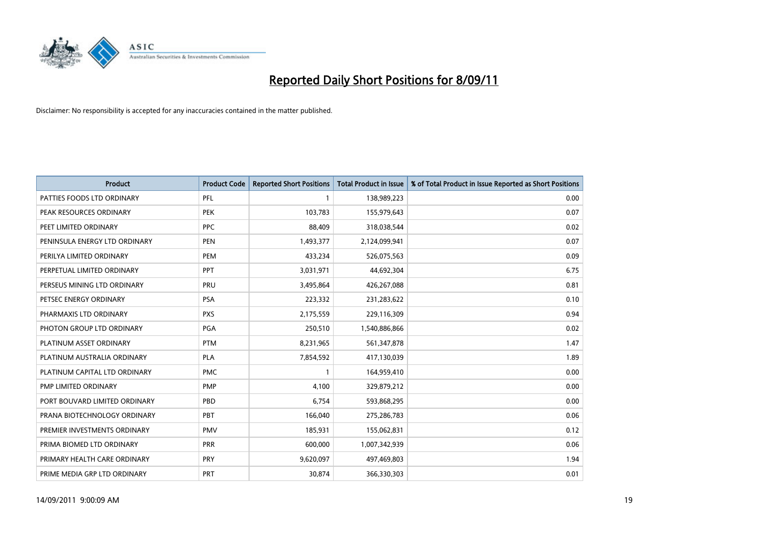# Reported Daily Short Positions for 8/09/11

Disclaimer: No responsibility is accepted for any inaccuracies contained in the matter published.

| Product | Product Code | Reported Short Positions | Total Product in Issue | % of Total Product in Issue Reported as Short Positions |
|---|---|---|---|---|
| PATTIES FOODS LTD ORDINARY | PFL | 1 | 138,989,223 | 0.00 |
| PEAK RESOURCES ORDINARY | PEK | 103,783 | 155,979,643 | 0.07 |
| PEET LIMITED ORDINARY | PPC | 88,409 | 318,038,544 | 0.02 |
| PENINSULA ENERGY LTD ORDINARY | PEN | 1,493,377 | 2,124,099,941 | 0.07 |
| PERILYA LIMITED ORDINARY | PEM | 433,234 | 526,075,563 | 0.09 |
| PERPETUAL LIMITED ORDINARY | PPT | 3,031,971 | 44,692,304 | 6.75 |
| PERSEUS MINING LTD ORDINARY | PRU | 3,495,864 | 426,267,088 | 0.81 |
| PETSEC ENERGY ORDINARY | PSA | 223,332 | 231,283,622 | 0.10 |
| PHARMAXIS LTD ORDINARY | PXS | 2,175,559 | 229,116,309 | 0.94 |
| PHOTON GROUP LTD ORDINARY | PGA | 250,510 | 1,540,886,866 | 0.02 |
| PLATINUM ASSET ORDINARY | PTM | 8,231,965 | 561,347,878 | 1.47 |
| PLATINUM AUSTRALIA ORDINARY | PLA | 7,854,592 | 417,130,039 | 1.89 |
| PLATINUM CAPITAL LTD ORDINARY | PMC | 1 | 164,959,410 | 0.00 |
| PMP LIMITED ORDINARY | PMP | 4,100 | 329,879,212 | 0.00 |
| PORT BOUVARD LIMITED ORDINARY | PBD | 6,754 | 593,868,295 | 0.00 |
| PRANA BIOTECHNOLOGY ORDINARY | PBT | 166,040 | 275,286,783 | 0.06 |
| PREMIER INVESTMENTS ORDINARY | PMV | 185,931 | 155,062,831 | 0.12 |
| PRIMA BIOMED LTD ORDINARY | PRR | 600,000 | 1,007,342,939 | 0.06 |
| PRIMARY HEALTH CARE ORDINARY | PRY | 9,620,097 | 497,469,803 | 1.94 |
| PRIME MEDIA GRP LTD ORDINARY | PRT | 30,874 | 366,330,303 | 0.01 |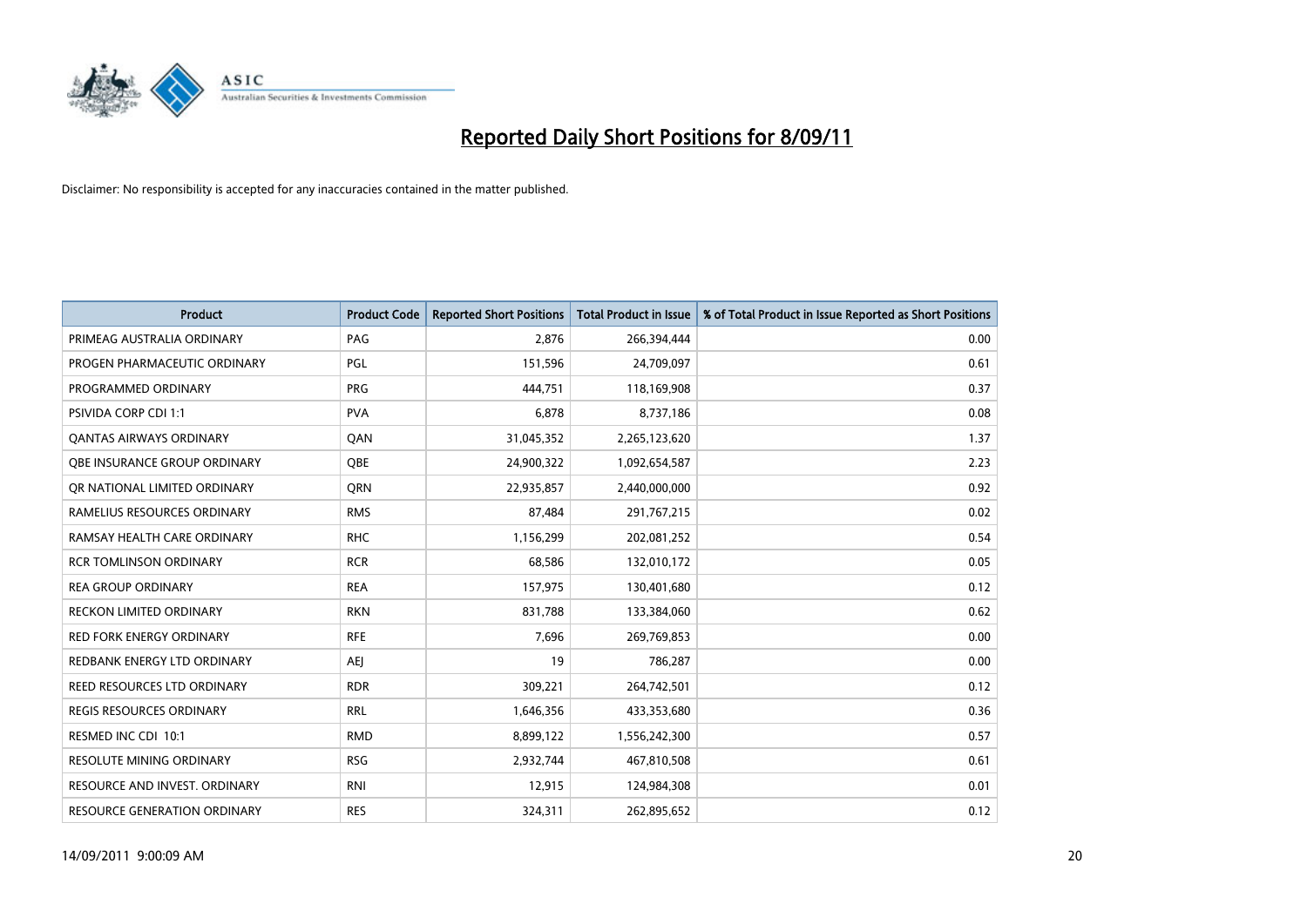# Reported Daily Short Positions for 8/09/11

Disclaimer: No responsibility is accepted for any inaccuracies contained in the matter published.

| Product | Product Code | Reported Short Positions | Total Product in Issue | % of Total Product in Issue Reported as Short Positions |
|---|---|---|---|---|
| PRIMEAG AUSTRALIA ORDINARY | PAG | 2,876 | 266,394,444 | 0.00 |
| PROGEN PHARMACEUTIC ORDINARY | PGL | 151,596 | 24,709,097 | 0.61 |
| PROGRAMMED ORDINARY | PRG | 444,751 | 118,169,908 | 0.37 |
| PSIVIDA CORP CDI 1:1 | PVA | 6,878 | 8,737,186 | 0.08 |
| QANTAS AIRWAYS ORDINARY | QAN | 31,045,352 | 2,265,123,620 | 1.37 |
| QBE INSURANCE GROUP ORDINARY | QBE | 24,900,322 | 1,092,654,587 | 2.23 |
| QR NATIONAL LIMITED ORDINARY | QRN | 22,935,857 | 2,440,000,000 | 0.92 |
| RAMELIUS RESOURCES ORDINARY | RMS | 87,484 | 291,767,215 | 0.02 |
| RAMSAY HEALTH CARE ORDINARY | RHC | 1,156,299 | 202,081,252 | 0.54 |
| RCR TOMLINSON ORDINARY | RCR | 68,586 | 132,010,172 | 0.05 |
| REA GROUP ORDINARY | REA | 157,975 | 130,401,680 | 0.12 |
| RECKON LIMITED ORDINARY | RKN | 831,788 | 133,384,060 | 0.62 |
| RED FORK ENERGY ORDINARY | RFE | 7,696 | 269,769,853 | 0.00 |
| REDBANK ENERGY LTD ORDINARY | AEJ | 19 | 786,287 | 0.00 |
| REED RESOURCES LTD ORDINARY | RDR | 309,221 | 264,742,501 | 0.12 |
| REGIS RESOURCES ORDINARY | RRL | 1,646,356 | 433,353,680 | 0.36 |
| RESMED INC CDI 10:1 | RMD | 8,899,122 | 1,556,242,300 | 0.57 |
| RESOLUTE MINING ORDINARY | RSG | 2,932,744 | 467,810,508 | 0.61 |
| RESOURCE AND INVEST. ORDINARY | RNI | 12,915 | 124,984,308 | 0.01 |
| RESOURCE GENERATION ORDINARY | RES | 324,311 | 262,895,652 | 0.12 |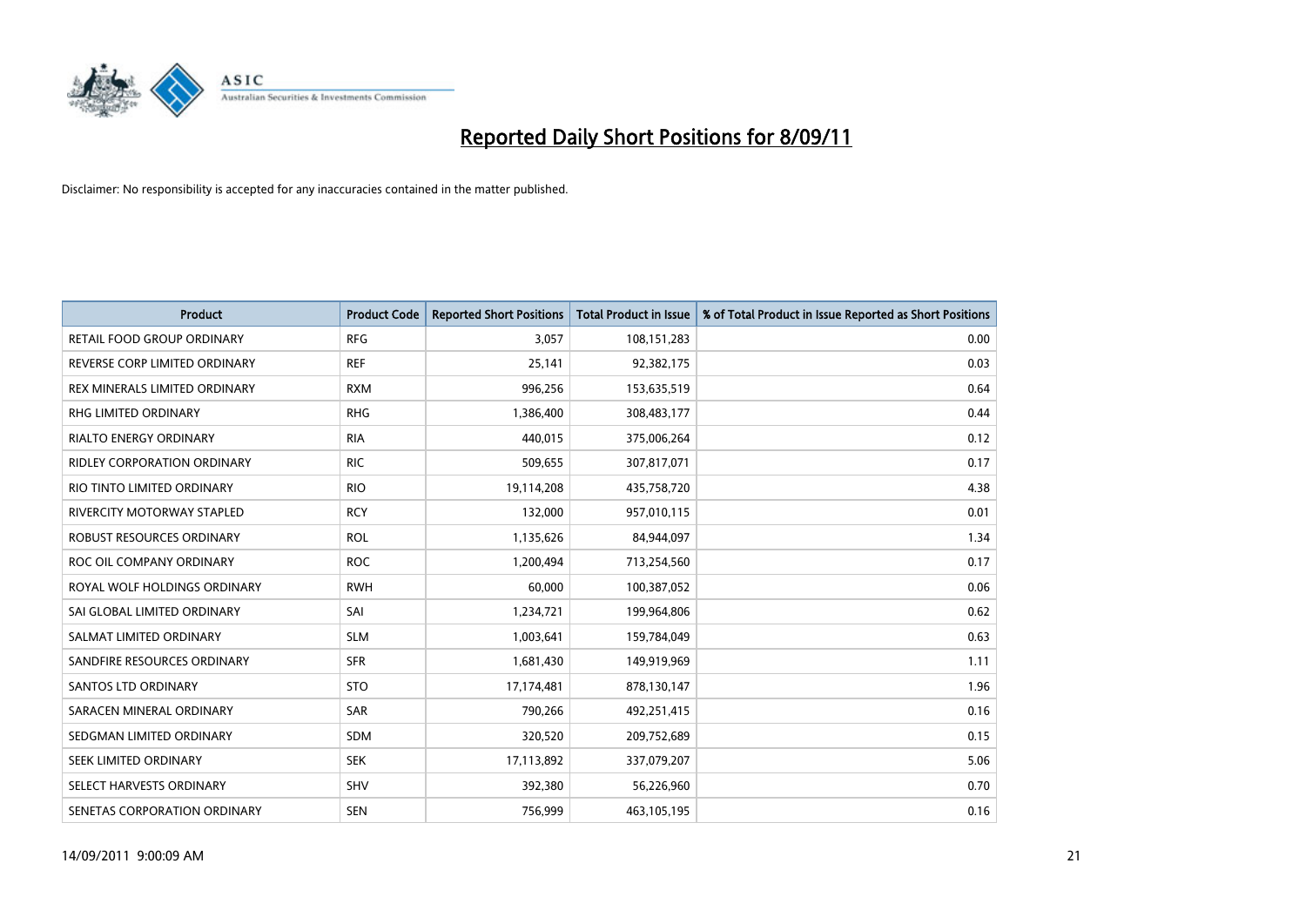# Reported Daily Short Positions for 8/09/11

Disclaimer: No responsibility is accepted for any inaccuracies contained in the matter published.

| Product | Product Code | Reported Short Positions | Total Product in Issue | % of Total Product in Issue Reported as Short Positions |
|---|---|---|---|---|
| RETAIL FOOD GROUP ORDINARY | RFG | 3,057 | 108,151,283 | 0.00 |
| REVERSE CORP LIMITED ORDINARY | REF | 25,141 | 92,382,175 | 0.03 |
| REX MINERALS LIMITED ORDINARY | RXM | 996,256 | 153,635,519 | 0.64 |
| RHG LIMITED ORDINARY | RHG | 1,386,400 | 308,483,177 | 0.44 |
| RIALTO ENERGY ORDINARY | RIA | 440,015 | 375,006,264 | 0.12 |
| RIDLEY CORPORATION ORDINARY | RIC | 509,655 | 307,817,071 | 0.17 |
| RIO TINTO LIMITED ORDINARY | RIO | 19,114,208 | 435,758,720 | 4.38 |
| RIVERCITY MOTORWAY STAPLED | RCY | 132,000 | 957,010,115 | 0.01 |
| ROBUST RESOURCES ORDINARY | ROL | 1,135,626 | 84,944,097 | 1.34 |
| ROC OIL COMPANY ORDINARY | ROC | 1,200,494 | 713,254,560 | 0.17 |
| ROYAL WOLF HOLDINGS ORDINARY | RWH | 60,000 | 100,387,052 | 0.06 |
| SAI GLOBAL LIMITED ORDINARY | SAI | 1,234,721 | 199,964,806 | 0.62 |
| SALMAT LIMITED ORDINARY | SLM | 1,003,641 | 159,784,049 | 0.63 |
| SANDFIRE RESOURCES ORDINARY | SFR | 1,681,430 | 149,919,969 | 1.11 |
| SANTOS LTD ORDINARY | STO | 17,174,481 | 878,130,147 | 1.96 |
| SARACEN MINERAL ORDINARY | SAR | 790,266 | 492,251,415 | 0.16 |
| SEDGMAN LIMITED ORDINARY | SDM | 320,520 | 209,752,689 | 0.15 |
| SEEK LIMITED ORDINARY | SEK | 17,113,892 | 337,079,207 | 5.06 |
| SELECT HARVESTS ORDINARY | SHV | 392,380 | 56,226,960 | 0.70 |
| SENETAS CORPORATION ORDINARY | SEN | 756,999 | 463,105,195 | 0.16 |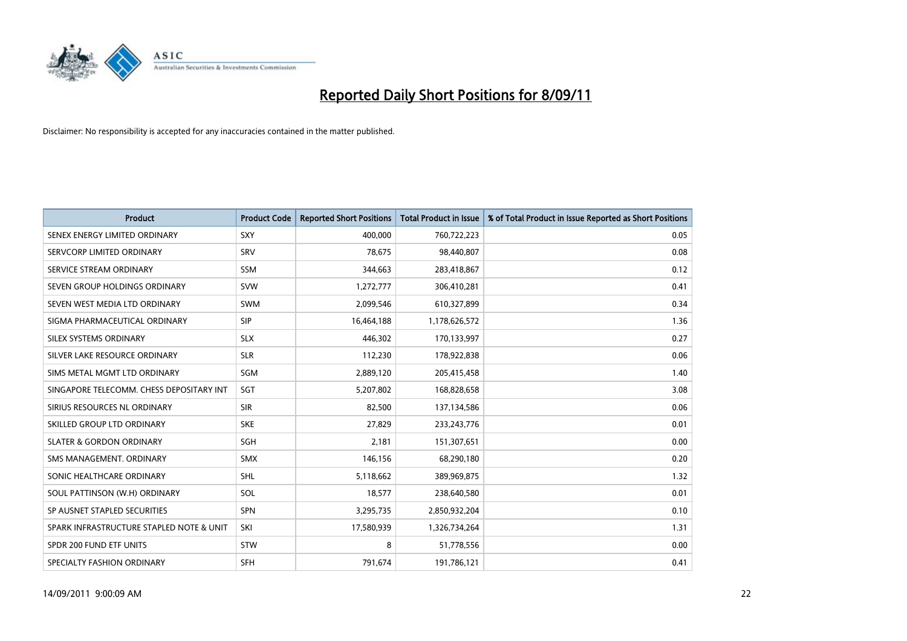# Reported Daily Short Positions for 8/09/11

Disclaimer: No responsibility is accepted for any inaccuracies contained in the matter published.

| Product | Product Code | Reported Short Positions | Total Product in Issue | % of Total Product in Issue Reported as Short Positions |
|---|---|---|---|---|
| SENEX ENERGY LIMITED ORDINARY | SXY | 400,000 | 760,722,223 | 0.05 |
| SERVCORP LIMITED ORDINARY | SRV | 78,675 | 98,440,807 | 0.08 |
| SERVICE STREAM ORDINARY | SSM | 344,663 | 283,418,867 | 0.12 |
| SEVEN GROUP HOLDINGS ORDINARY | SVW | 1,272,777 | 306,410,281 | 0.41 |
| SEVEN WEST MEDIA LTD ORDINARY | SWM | 2,099,546 | 610,327,899 | 0.34 |
| SIGMA PHARMACEUTICAL ORDINARY | SIP | 16,464,188 | 1,178,626,572 | 1.36 |
| SILEX SYSTEMS ORDINARY | SLX | 446,302 | 170,133,997 | 0.27 |
| SILVER LAKE RESOURCE ORDINARY | SLR | 112,230 | 178,922,838 | 0.06 |
| SIMS METAL MGMT LTD ORDINARY | SGM | 2,889,120 | 205,415,458 | 1.40 |
| SINGAPORE TELECOMM. CHESS DEPOSITARY INT | SGT | 5,207,802 | 168,828,658 | 3.08 |
| SIRIUS RESOURCES NL ORDINARY | SIR | 82,500 | 137,134,586 | 0.06 |
| SKILLED GROUP LTD ORDINARY | SKE | 27,829 | 233,243,776 | 0.01 |
| SLATER & GORDON ORDINARY | SGH | 2,181 | 151,307,651 | 0.00 |
| SMS MANAGEMENT. ORDINARY | SMX | 146,156 | 68,290,180 | 0.20 |
| SONIC HEALTHCARE ORDINARY | SHL | 5,118,662 | 389,969,875 | 1.32 |
| SOUL PATTINSON (W.H) ORDINARY | SOL | 18,577 | 238,640,580 | 0.01 |
| SP AUSNET STAPLED SECURITIES | SPN | 3,295,735 | 2,850,932,204 | 0.10 |
| SPARK INFRASTRUCTURE STAPLED NOTE & UNIT | SKI | 17,580,939 | 1,326,734,264 | 1.31 |
| SPDR 200 FUND ETF UNITS | STW | 8 | 51,778,556 | 0.00 |
| SPECIALTY FASHION ORDINARY | SFH | 791,674 | 191,786,121 | 0.41 |

14/09/2011 9:00:09 AM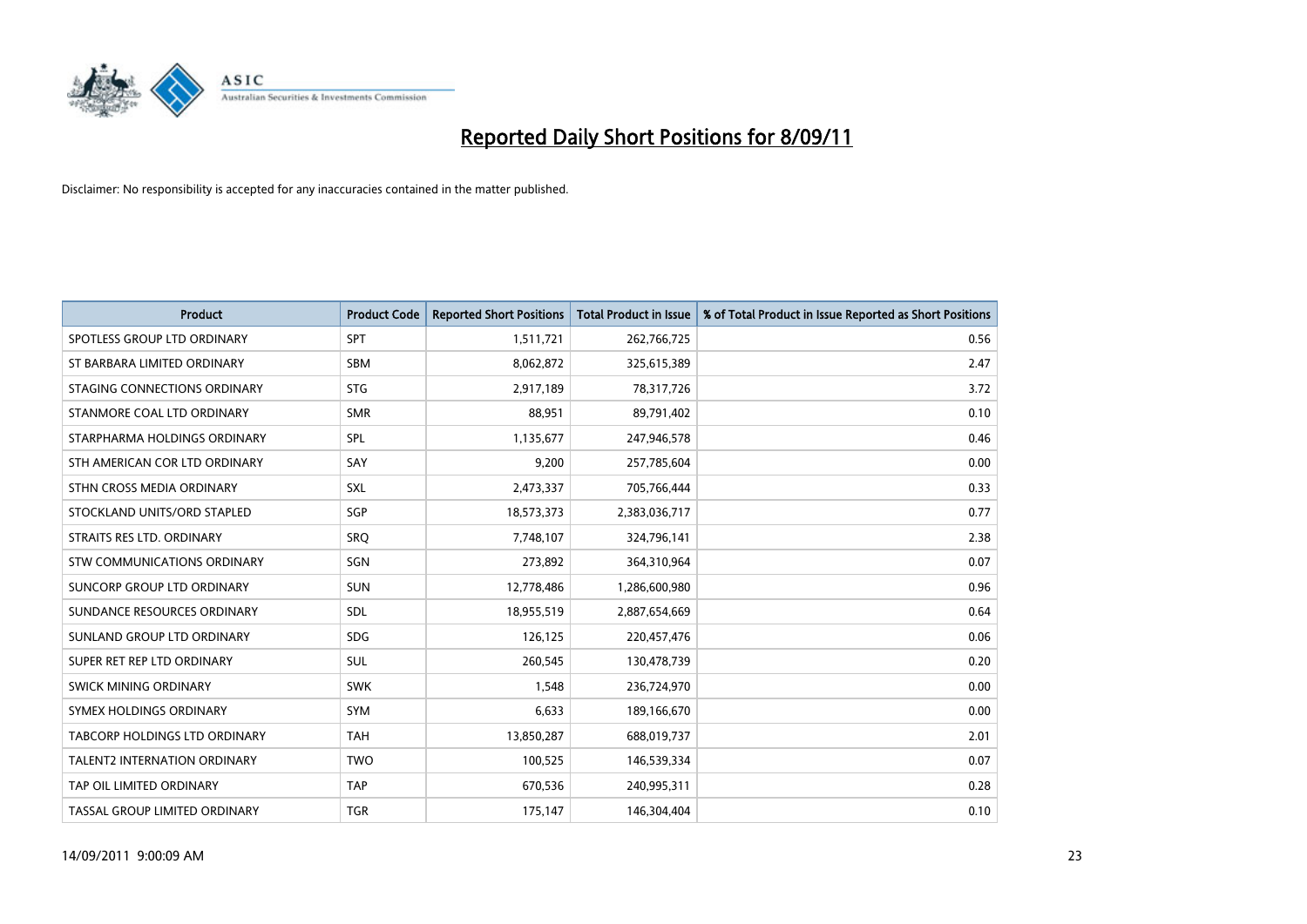# Reported Daily Short Positions for 8/09/11

Disclaimer: No responsibility is accepted for any inaccuracies contained in the matter published.

| Product | Product Code | Reported Short Positions | Total Product in Issue | % of Total Product in Issue Reported as Short Positions |
|---|---|---|---|---|
| SPOTLESS GROUP LTD ORDINARY | SPT | 1,511,721 | 262,766,725 | 0.56 |
| ST BARBARA LIMITED ORDINARY | SBM | 8,062,872 | 325,615,389 | 2.47 |
| STAGING CONNECTIONS ORDINARY | STG | 2,917,189 | 78,317,726 | 3.72 |
| STANMORE COAL LTD ORDINARY | SMR | 88,951 | 89,791,402 | 0.10 |
| STARPHARMA HOLDINGS ORDINARY | SPL | 1,135,677 | 247,946,578 | 0.46 |
| STH AMERICAN COR LTD ORDINARY | SAY | 9,200 | 257,785,604 | 0.00 |
| STHN CROSS MEDIA ORDINARY | SXL | 2,473,337 | 705,766,444 | 0.33 |
| STOCKLAND UNITS/ORD STAPLED | SGP | 18,573,373 | 2,383,036,717 | 0.77 |
| STRAITS RES LTD. ORDINARY | SRQ | 7,748,107 | 324,796,141 | 2.38 |
| STW COMMUNICATIONS ORDINARY | SGN | 273,892 | 364,310,964 | 0.07 |
| SUNCORP GROUP LTD ORDINARY | SUN | 12,778,486 | 1,286,600,980 | 0.96 |
| SUNDANCE RESOURCES ORDINARY | SDL | 18,955,519 | 2,887,654,669 | 0.64 |
| SUNLAND GROUP LTD ORDINARY | SDG | 126,125 | 220,457,476 | 0.06 |
| SUPER RET REP LTD ORDINARY | SUL | 260,545 | 130,478,739 | 0.20 |
| SWICK MINING ORDINARY | SWK | 1,548 | 236,724,970 | 0.00 |
| SYMEX HOLDINGS ORDINARY | SYM | 6,633 | 189,166,670 | 0.00 |
| TABCORP HOLDINGS LTD ORDINARY | TAH | 13,850,287 | 688,019,737 | 2.01 |
| TALENT2 INTERNATION ORDINARY | TWO | 100,525 | 146,539,334 | 0.07 |
| TAP OIL LIMITED ORDINARY | TAP | 670,536 | 240,995,311 | 0.28 |
| TASSAL GROUP LIMITED ORDINARY | TGR | 175,147 | 146,304,404 | 0.10 |

14/09/2011 9:00:09 AM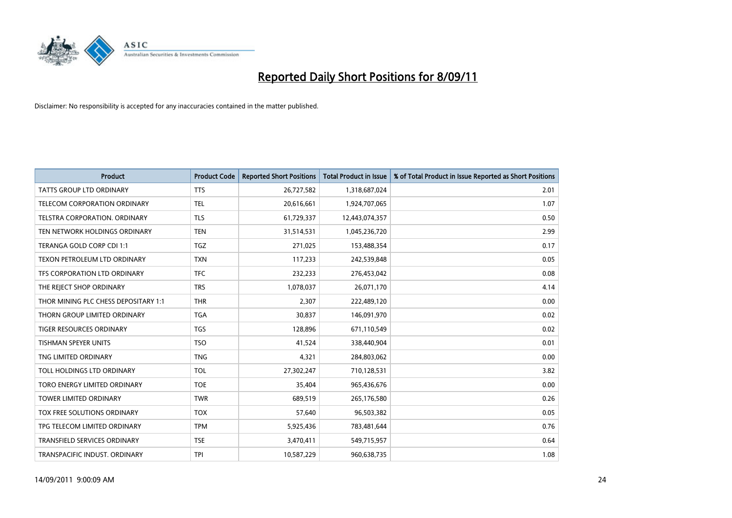# Reported Daily Short Positions for 8/09/11

Disclaimer: No responsibility is accepted for any inaccuracies contained in the matter published.

| Product | Product Code | Reported Short Positions | Total Product in Issue | % of Total Product in Issue Reported as Short Positions |
|---|---|---|---|---|
| TATTS GROUP LTD ORDINARY | TTS | 26,727,582 | 1,318,687,024 | 2.01 |
| TELECOM CORPORATION ORDINARY | TEL | 20,616,661 | 1,924,707,065 | 1.07 |
| TELSTRA CORPORATION. ORDINARY | TLS | 61,729,337 | 12,443,074,357 | 0.50 |
| TEN NETWORK HOLDINGS ORDINARY | TEN | 31,514,531 | 1,045,236,720 | 2.99 |
| TERANGA GOLD CORP CDI 1:1 | TGZ | 271,025 | 153,488,354 | 0.17 |
| TEXON PETROLEUM LTD ORDINARY | TXN | 117,233 | 242,539,848 | 0.05 |
| TFS CORPORATION LTD ORDINARY | TFC | 232,233 | 276,453,042 | 0.08 |
| THE REJECT SHOP ORDINARY | TRS | 1,078,037 | 26,071,170 | 4.14 |
| THOR MINING PLC CHESS DEPOSITARY 1:1 | THR | 2,307 | 222,489,120 | 0.00 |
| THORN GROUP LIMITED ORDINARY | TGA | 30,837 | 146,091,970 | 0.02 |
| TIGER RESOURCES ORDINARY | TGS | 128,896 | 671,110,549 | 0.02 |
| TISHMAN SPEYER UNITS | TSO | 41,524 | 338,440,904 | 0.01 |
| TNG LIMITED ORDINARY | TNG | 4,321 | 284,803,062 | 0.00 |
| TOLL HOLDINGS LTD ORDINARY | TOL | 27,302,247 | 710,128,531 | 3.82 |
| TORO ENERGY LIMITED ORDINARY | TOE | 35,404 | 965,436,676 | 0.00 |
| TOWER LIMITED ORDINARY | TWR | 689,519 | 265,176,580 | 0.26 |
| TOX FREE SOLUTIONS ORDINARY | TOX | 57,640 | 96,503,382 | 0.05 |
| TPG TELECOM LIMITED ORDINARY | TPM | 5,925,436 | 783,481,644 | 0.76 |
| TRANSFIELD SERVICES ORDINARY | TSE | 3,470,411 | 549,715,957 | 0.64 |
| TRANSPACIFIC INDUST. ORDINARY | TPI | 10,587,229 | 960,638,735 | 1.08 |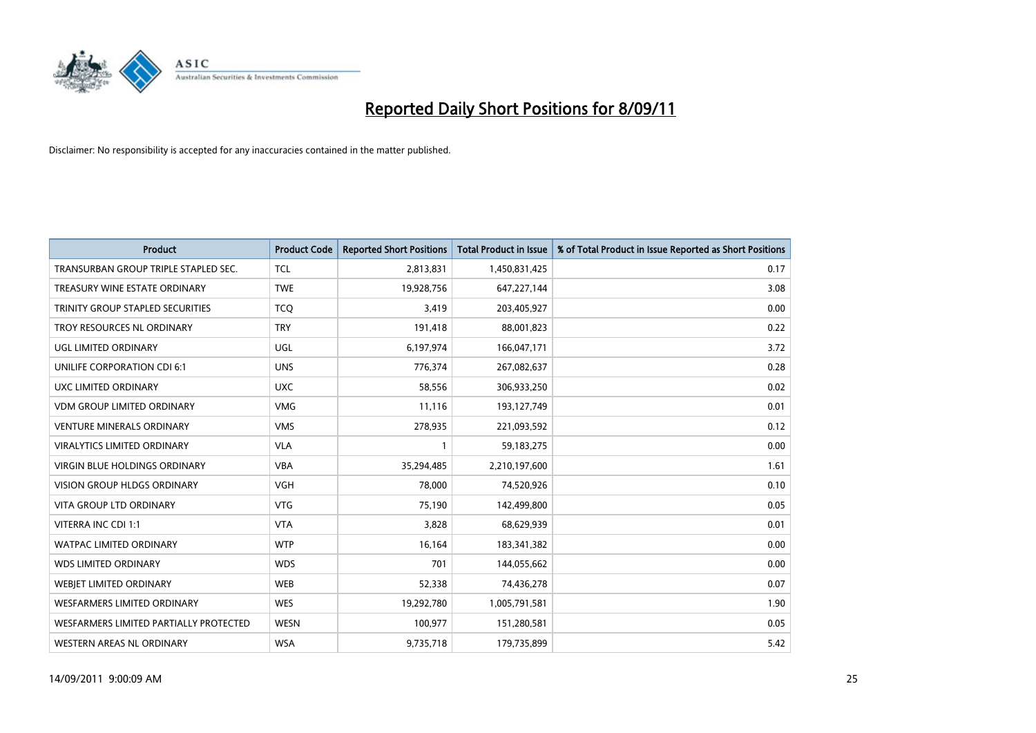# Reported Daily Short Positions for 8/09/11

Disclaimer: No responsibility is accepted for any inaccuracies contained in the matter published.

| Product | Product Code | Reported Short Positions | Total Product in Issue | % of Total Product in Issue Reported as Short Positions |
|---|---|---|---|---|
| TRANSURBAN GROUP TRIPLE STAPLED SEC. | TCL | 2,813,831 | 1,450,831,425 | 0.17 |
| TREASURY WINE ESTATE ORDINARY | TWE | 19,928,756 | 647,227,144 | 3.08 |
| TRINITY GROUP STAPLED SECURITIES | TCQ | 3,419 | 203,405,927 | 0.00 |
| TROY RESOURCES NL ORDINARY | TRY | 191,418 | 88,001,823 | 0.22 |
| UGL LIMITED ORDINARY | UGL | 6,197,974 | 166,047,171 | 3.72 |
| UNILIFE CORPORATION CDI 6:1 | UNS | 776,374 | 267,082,637 | 0.28 |
| UXC LIMITED ORDINARY | UXC | 58,556 | 306,933,250 | 0.02 |
| VDM GROUP LIMITED ORDINARY | VMG | 11,116 | 193,127,749 | 0.01 |
| VENTURE MINERALS ORDINARY | VMS | 278,935 | 221,093,592 | 0.12 |
| VIRALYTICS LIMITED ORDINARY | VLA | 1 | 59,183,275 | 0.00 |
| VIRGIN BLUE HOLDINGS ORDINARY | VBA | 35,294,485 | 2,210,197,600 | 1.61 |
| VISION GROUP HLDGS ORDINARY | VGH | 78,000 | 74,520,926 | 0.10 |
| VITA GROUP LTD ORDINARY | VTG | 75,190 | 142,499,800 | 0.05 |
| VITERRA INC CDI 1:1 | VTA | 3,828 | 68,629,939 | 0.01 |
| WATPAC LIMITED ORDINARY | WTP | 16,164 | 183,341,382 | 0.00 |
| WDS LIMITED ORDINARY | WDS | 701 | 144,055,662 | 0.00 |
| WEBJET LIMITED ORDINARY | WEB | 52,338 | 74,436,278 | 0.07 |
| WESFARMERS LIMITED ORDINARY | WES | 19,292,780 | 1,005,791,581 | 1.90 |
| WESFARMERS LIMITED PARTIALLY PROTECTED | WESN | 100,977 | 151,280,581 | 0.05 |
| WESTERN AREAS NL ORDINARY | WSA | 9,735,718 | 179,735,899 | 5.42 |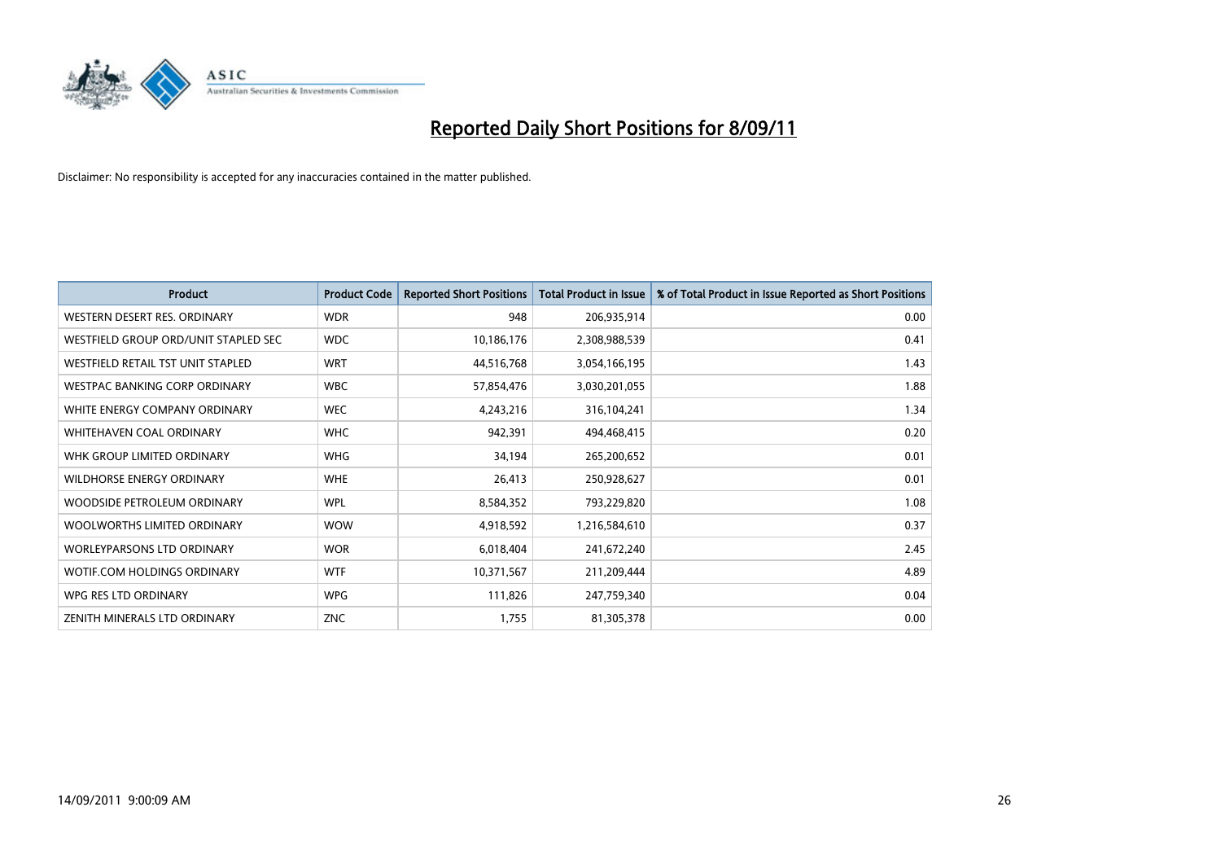# Reported Daily Short Positions for 8/09/11

Disclaimer: No responsibility is accepted for any inaccuracies contained in the matter published.

| Product | Product Code | Reported Short Positions | Total Product in Issue | % of Total Product in Issue Reported as Short Positions |
|---|---|---|---|---|
| WESTERN DESERT RES. ORDINARY | WDR | 948 | 206,935,914 | 0.00 |
| WESTFIELD GROUP ORD/UNIT STAPLED SEC | WDC | 10,186,176 | 2,308,988,539 | 0.41 |
| WESTFIELD RETAIL TST UNIT STAPLED | WRT | 44,516,768 | 3,054,166,195 | 1.43 |
| WESTPAC BANKING CORP ORDINARY | WBC | 57,854,476 | 3,030,201,055 | 1.88 |
| WHITE ENERGY COMPANY ORDINARY | WEC | 4,243,216 | 316,104,241 | 1.34 |
| WHITEHAVEN COAL ORDINARY | WHC | 942,391 | 494,468,415 | 0.20 |
| WHK GROUP LIMITED ORDINARY | WHG | 34,194 | 265,200,652 | 0.01 |
| WILDHORSE ENERGY ORDINARY | WHE | 26,413 | 250,928,627 | 0.01 |
| WOODSIDE PETROLEUM ORDINARY | WPL | 8,584,352 | 793,229,820 | 1.08 |
| WOOLWORTHS LIMITED ORDINARY | WOW | 4,918,592 | 1,216,584,610 | 0.37 |
| WORLEYPARSONS LTD ORDINARY | WOR | 6,018,404 | 241,672,240 | 2.45 |
| WOTIF.COM HOLDINGS ORDINARY | WTF | 10,371,567 | 211,209,444 | 4.89 |
| WPG RES LTD ORDINARY | WPG | 111,826 | 247,759,340 | 0.04 |
| ZENITH MINERALS LTD ORDINARY | ZNC | 1,755 | 81,305,378 | 0.00 |